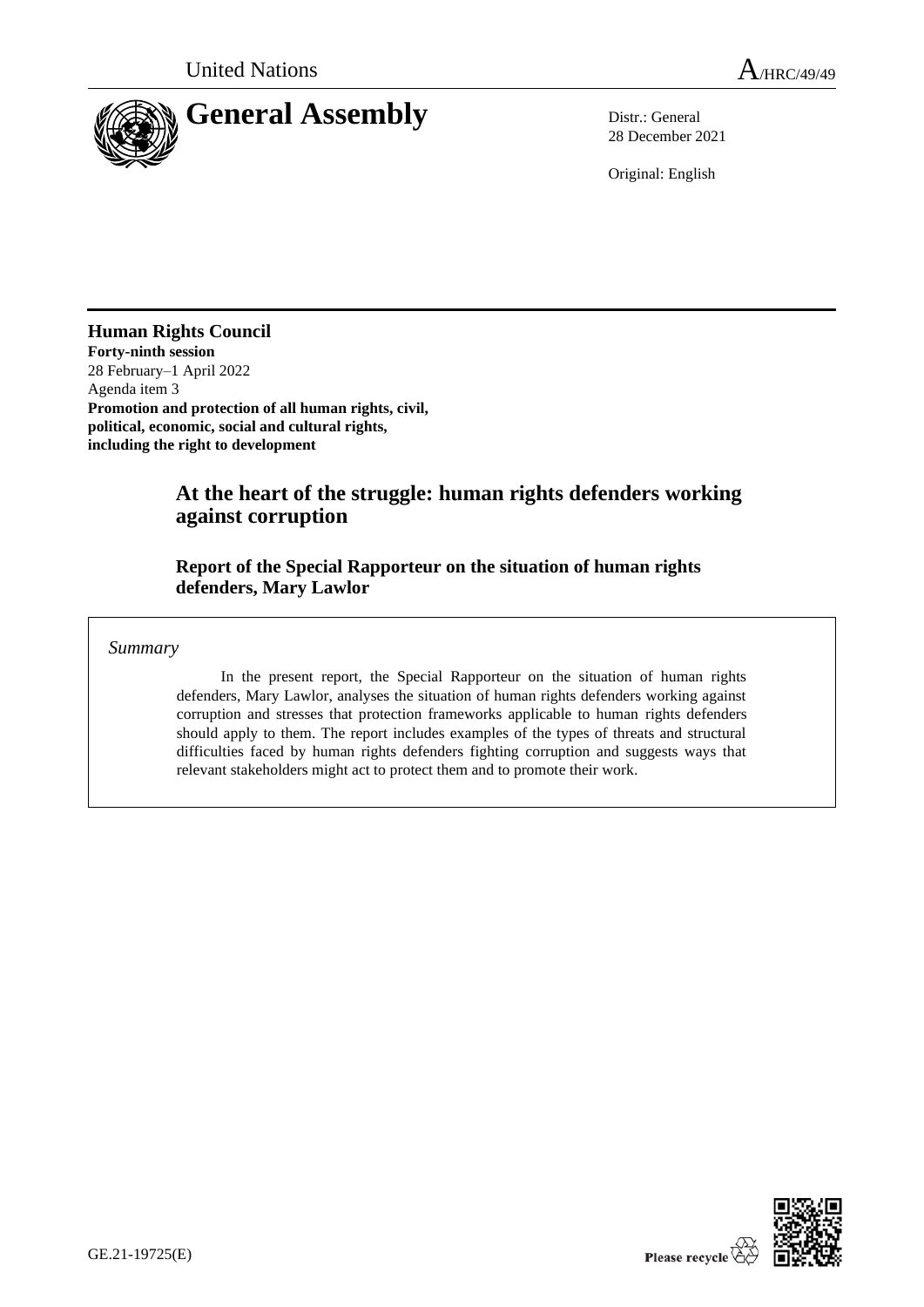United Nations

A/HRC/49/49

# General Assembly

Distr.: General
28 December 2021

Original: English

**Human Rights Council**
**Forty-ninth session**
28 February–1 April 2022
Agenda item 3
**Promotion and protection of all human rights, civil, political, economic, social and cultural rights, including the right to development**

## At the heart of the struggle: human rights defenders working against corruption

### Report of the Special Rapporteur on the situation of human rights defenders, Mary Lawlor

*Summary*

In the present report, the Special Rapporteur on the situation of human rights defenders, Mary Lawlor, analyses the situation of human rights defenders working against corruption and stresses that protection frameworks applicable to human rights defenders should apply to them. The report includes examples of the types of threats and structural difficulties faced by human rights defenders fighting corruption and suggests ways that relevant stakeholders might act to protect them and to promote their work.

GE.21-19725(E)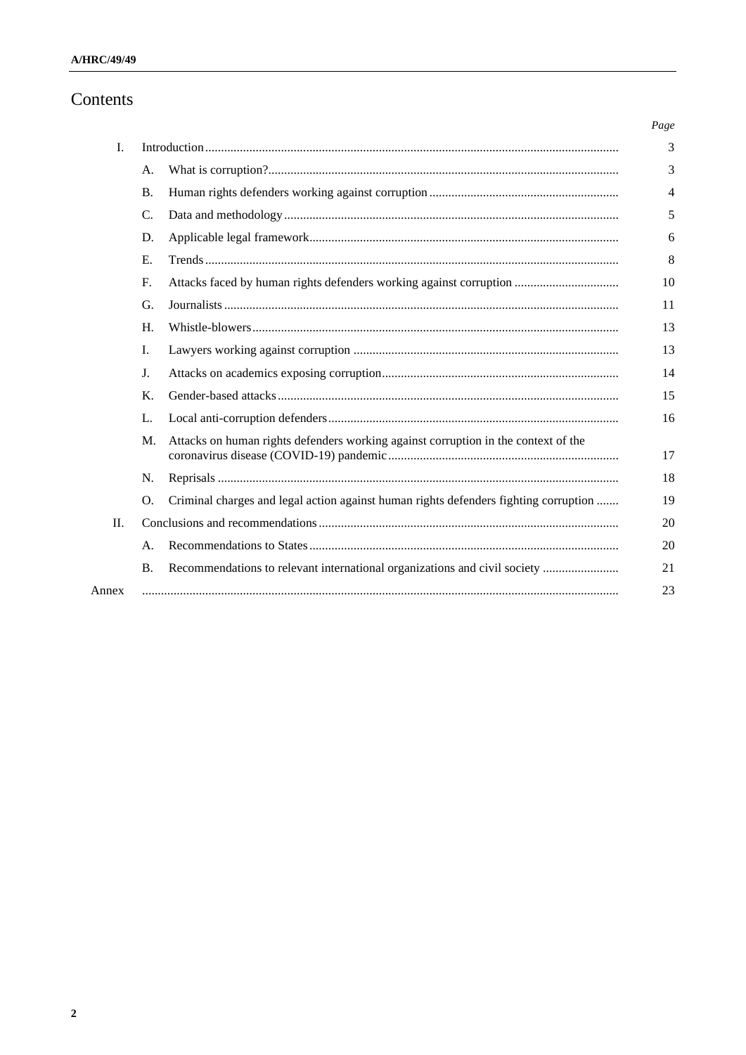# Contents

| | | | Page |
|---|---|---|---|
| I. | | Introduction | 3 |
| | A. | What is corruption? | 3 |
| | B. | Human rights defenders working against corruption | 4 |
| | C. | Data and methodology | 5 |
| | D. | Applicable legal framework | 6 |
| | E. | Trends | 8 |
| | F. | Attacks faced by human rights defenders working against corruption | 10 |
| | G. | Journalists | 11 |
| | H. | Whistle-blowers | 13 |
| | I. | Lawyers working against corruption | 13 |
| | J. | Attacks on academics exposing corruption | 14 |
| | K. | Gender-based attacks | 15 |
| | L. | Local anti-corruption defenders | 16 |
| | M. | Attacks on human rights defenders working against corruption in the context of the coronavirus disease (COVID-19) pandemic | 17 |
| | N. | Reprisals | 18 |
| | O. | Criminal charges and legal action against human rights defenders fighting corruption | 19 |
| II. | | Conclusions and recommendations | 20 |
| | A. | Recommendations to States | 20 |
| | B. | Recommendations to relevant international organizations and civil society | 21 |
| Annex | | | 23 |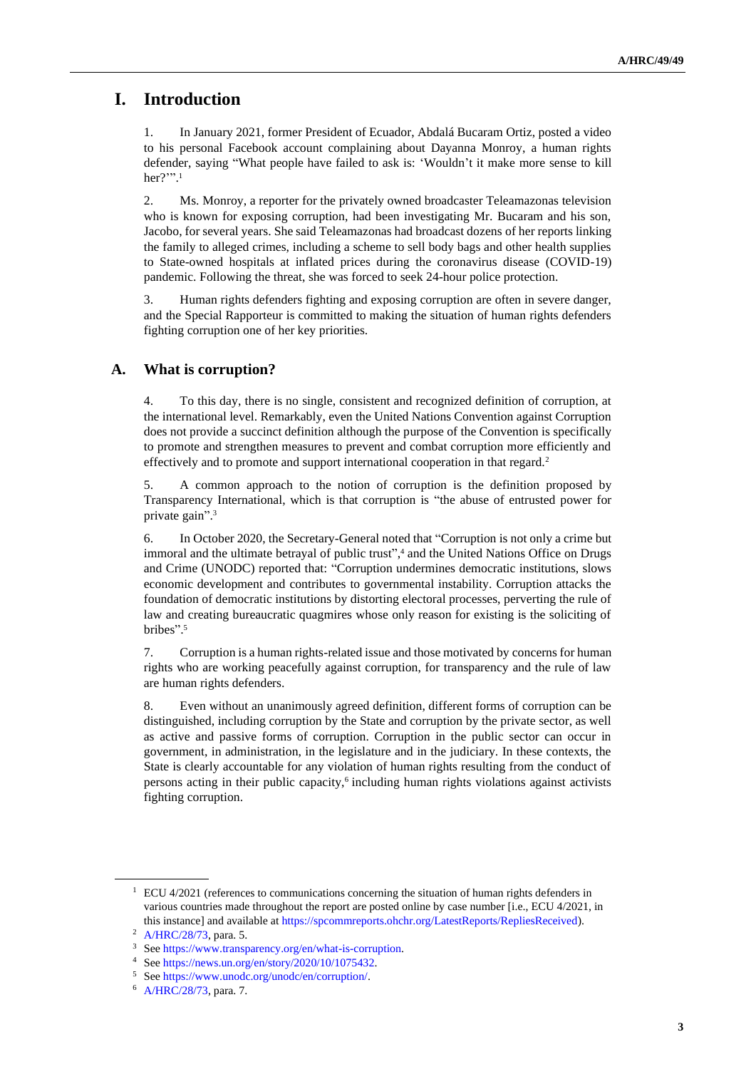# I. Introduction

1. In January 2021, former President of Ecuador, Abdalá Bucaram Ortiz, posted a video to his personal Facebook account complaining about Dayanna Monroy, a human rights defender, saying "What people have failed to ask is: 'Wouldn't it make more sense to kill her?'".[1]

2. Ms. Monroy, a reporter for the privately owned broadcaster Teleamazonas television who is known for exposing corruption, had been investigating Mr. Bucaram and his son, Jacobo, for several years. She said Teleamazonas had broadcast dozens of her reports linking the family to alleged crimes, including a scheme to sell body bags and other health supplies to State-owned hospitals at inflated prices during the coronavirus disease (COVID-19) pandemic. Following the threat, she was forced to seek 24-hour police protection.

3. Human rights defenders fighting and exposing corruption are often in severe danger, and the Special Rapporteur is committed to making the situation of human rights defenders fighting corruption one of her key priorities.

## A. What is corruption?

4. To this day, there is no single, consistent and recognized definition of corruption, at the international level. Remarkably, even the United Nations Convention against Corruption does not provide a succinct definition although the purpose of the Convention is specifically to promote and strengthen measures to prevent and combat corruption more efficiently and effectively and to promote and support international cooperation in that regard.[2]

5. A common approach to the notion of corruption is the definition proposed by Transparency International, which is that corruption is "the abuse of entrusted power for private gain".[3]

6. In October 2020, the Secretary-General noted that "Corruption is not only a crime but immoral and the ultimate betrayal of public trust",[4] and the United Nations Office on Drugs and Crime (UNODC) reported that: "Corruption undermines democratic institutions, slows economic development and contributes to governmental instability. Corruption attacks the foundation of democratic institutions by distorting electoral processes, perverting the rule of law and creating bureaucratic quagmires whose only reason for existing is the soliciting of bribes".[5]

7. Corruption is a human rights-related issue and those motivated by concerns for human rights who are working peacefully against corruption, for transparency and the rule of law are human rights defenders.

8. Even without an unanimously agreed definition, different forms of corruption can be distinguished, including corruption by the State and corruption by the private sector, as well as active and passive forms of corruption. Corruption in the public sector can occur in government, in administration, in the legislature and in the judiciary. In these contexts, the State is clearly accountable for any violation of human rights resulting from the conduct of persons acting in their public capacity,[6] including human rights violations against activists fighting corruption.

---

[1] ECU 4/2021 (references to communications concerning the situation of human rights defenders in various countries made throughout the report are posted online by case number [i.e., ECU 4/2021, in this instance] and available at https://spcommreports.ohchr.org/LatestReports/RepliesReceived).

[2] A/HRC/28/73, para. 5.

[3] See https://www.transparency.org/en/what-is-corruption.

[4] See https://news.un.org/en/story/2020/10/1075432.

[5] See https://www.unodc.org/unodc/en/corruption/.

[6] A/HRC/28/73, para. 7.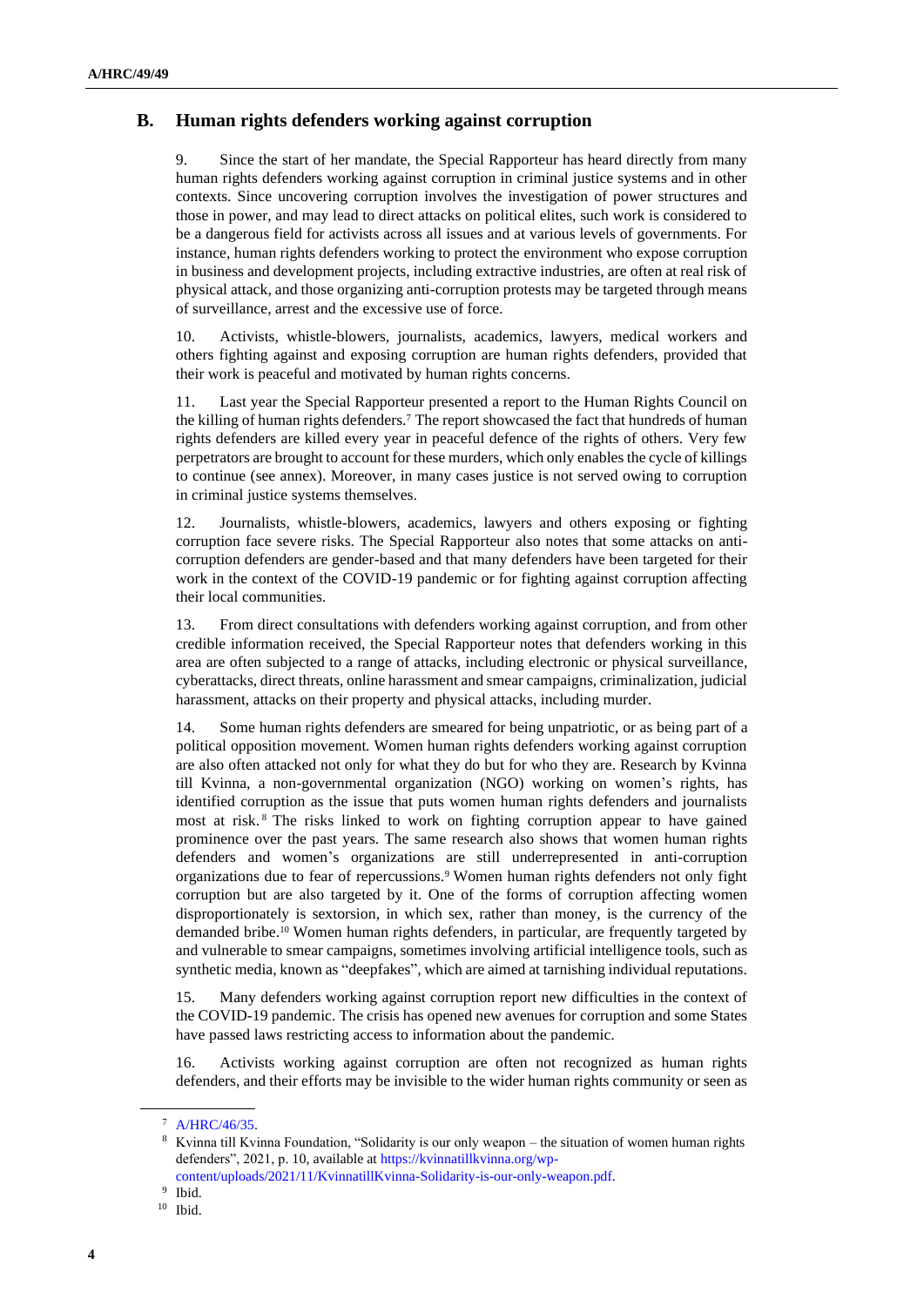## B. Human rights defenders working against corruption

9. Since the start of her mandate, the Special Rapporteur has heard directly from many human rights defenders working against corruption in criminal justice systems and in other contexts. Since uncovering corruption involves the investigation of power structures and those in power, and may lead to direct attacks on political elites, such work is considered to be a dangerous field for activists across all issues and at various levels of governments. For instance, human rights defenders working to protect the environment who expose corruption in business and development projects, including extractive industries, are often at real risk of physical attack, and those organizing anti-corruption protests may be targeted through means of surveillance, arrest and the excessive use of force.

10. Activists, whistle-blowers, journalists, academics, lawyers, medical workers and others fighting against and exposing corruption are human rights defenders, provided that their work is peaceful and motivated by human rights concerns.

11. Last year the Special Rapporteur presented a report to the Human Rights Council on the killing of human rights defenders.[7] The report showcased the fact that hundreds of human rights defenders are killed every year in peaceful defence of the rights of others. Very few perpetrators are brought to account for these murders, which only enables the cycle of killings to continue (see annex). Moreover, in many cases justice is not served owing to corruption in criminal justice systems themselves.

12. Journalists, whistle-blowers, academics, lawyers and others exposing or fighting corruption face severe risks. The Special Rapporteur also notes that some attacks on anti-corruption defenders are gender-based and that many defenders have been targeted for their work in the context of the COVID-19 pandemic or for fighting against corruption affecting their local communities.

13. From direct consultations with defenders working against corruption, and from other credible information received, the Special Rapporteur notes that defenders working in this area are often subjected to a range of attacks, including electronic or physical surveillance, cyberattacks, direct threats, online harassment and smear campaigns, criminalization, judicial harassment, attacks on their property and physical attacks, including murder.

14. Some human rights defenders are smeared for being unpatriotic, or as being part of a political opposition movement. Women human rights defenders working against corruption are also often attacked not only for what they do but for who they are. Research by Kvinna till Kvinna, a non-governmental organization (NGO) working on women's rights, has identified corruption as the issue that puts women human rights defenders and journalists most at risk.[8] The risks linked to work on fighting corruption appear to have gained prominence over the past years. The same research also shows that women human rights defenders and women's organizations are still underrepresented in anti-corruption organizations due to fear of repercussions.[9] Women human rights defenders not only fight corruption but are also targeted by it. One of the forms of corruption affecting women disproportionately is sextortion, in which sex, rather than money, is the currency of the demanded bribe.[10] Women human rights defenders, in particular, are frequently targeted by and vulnerable to smear campaigns, sometimes involving artificial intelligence tools, such as synthetic media, known as "deepfakes", which are aimed at tarnishing individual reputations.

15. Many defenders working against corruption report new difficulties in the context of the COVID-19 pandemic. The crisis has opened new avenues for corruption and some States have passed laws restricting access to information about the pandemic.

16. Activists working against corruption are often not recognized as human rights defenders, and their efforts may be invisible to the wider human rights community or seen as

---

[7] A/HRC/46/35.

[8] Kvinna till Kvinna Foundation, "Solidarity is our only weapon – the situation of women human rights defenders", 2021, p. 10, available at https://kvinnatillkvinna.org/wp-content/uploads/2021/11/KvinnatillKvinna-Solidarity-is-our-only-weapon.pdf.

[9] Ibid.

[10] Ibid.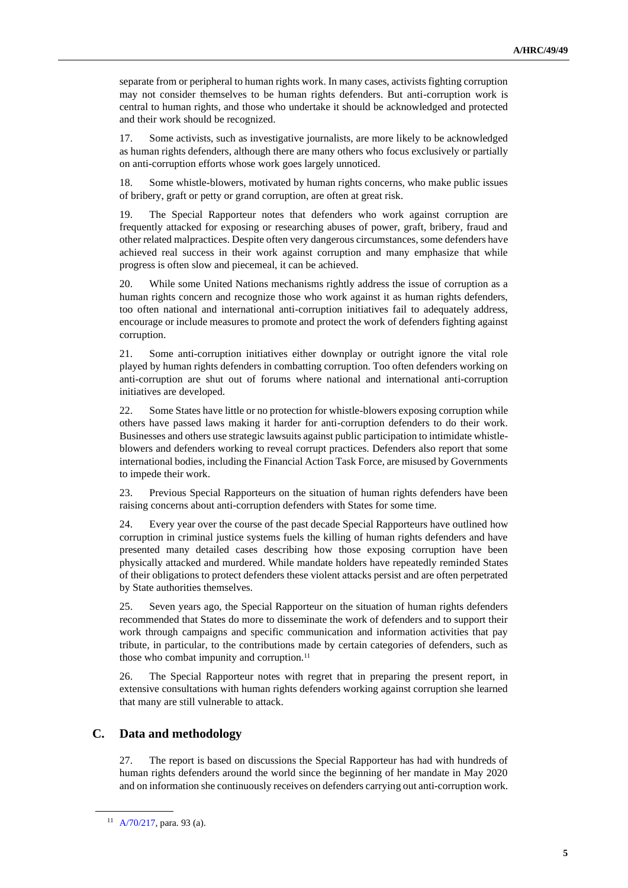separate from or peripheral to human rights work. In many cases, activists fighting corruption may not consider themselves to be human rights defenders. But anti-corruption work is central to human rights, and those who undertake it should be acknowledged and protected and their work should be recognized.

17. Some activists, such as investigative journalists, are more likely to be acknowledged as human rights defenders, although there are many others who focus exclusively or partially on anti-corruption efforts whose work goes largely unnoticed.

18. Some whistle-blowers, motivated by human rights concerns, who make public issues of bribery, graft or petty or grand corruption, are often at great risk.

19. The Special Rapporteur notes that defenders who work against corruption are frequently attacked for exposing or researching abuses of power, graft, bribery, fraud and other related malpractices. Despite often very dangerous circumstances, some defenders have achieved real success in their work against corruption and many emphasize that while progress is often slow and piecemeal, it can be achieved.

20. While some United Nations mechanisms rightly address the issue of corruption as a human rights concern and recognize those who work against it as human rights defenders, too often national and international anti-corruption initiatives fail to adequately address, encourage or include measures to promote and protect the work of defenders fighting against corruption.

21. Some anti-corruption initiatives either downplay or outright ignore the vital role played by human rights defenders in combatting corruption. Too often defenders working on anti-corruption are shut out of forums where national and international anti-corruption initiatives are developed.

22. Some States have little or no protection for whistle-blowers exposing corruption while others have passed laws making it harder for anti-corruption defenders to do their work. Businesses and others use strategic lawsuits against public participation to intimidate whistle-blowers and defenders working to reveal corrupt practices. Defenders also report that some international bodies, including the Financial Action Task Force, are misused by Governments to impede their work.

23. Previous Special Rapporteurs on the situation of human rights defenders have been raising concerns about anti-corruption defenders with States for some time.

24. Every year over the course of the past decade Special Rapporteurs have outlined how corruption in criminal justice systems fuels the killing of human rights defenders and have presented many detailed cases describing how those exposing corruption have been physically attacked and murdered. While mandate holders have repeatedly reminded States of their obligations to protect defenders these violent attacks persist and are often perpetrated by State authorities themselves.

25. Seven years ago, the Special Rapporteur on the situation of human rights defenders recommended that States do more to disseminate the work of defenders and to support their work through campaigns and specific communication and information activities that pay tribute, in particular, to the contributions made by certain categories of defenders, such as those who combat impunity and corruption.[11]

26. The Special Rapporteur notes with regret that in preparing the present report, in extensive consultations with human rights defenders working against corruption she learned that many are still vulnerable to attack.

## C. Data and methodology

27. The report is based on discussions the Special Rapporteur has had with hundreds of human rights defenders around the world since the beginning of her mandate in May 2020 and on information she continuously receives on defenders carrying out anti-corruption work.

---

[11] A/70/217, para. 93 (a).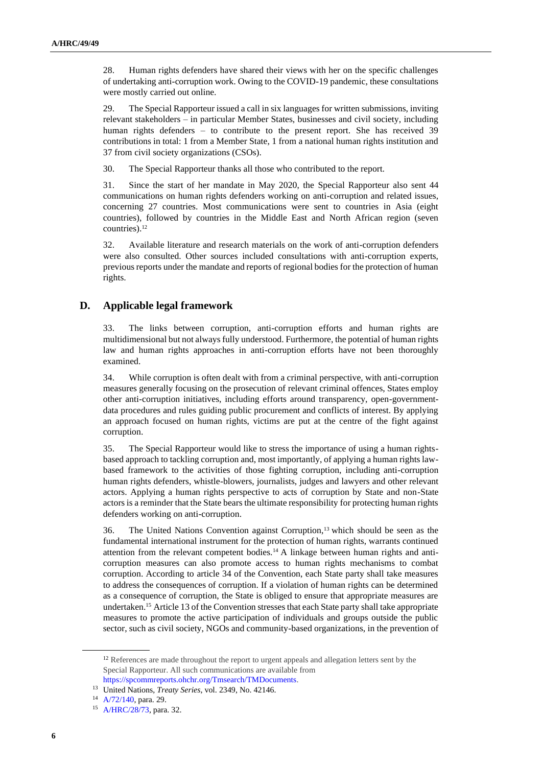28. Human rights defenders have shared their views with her on the specific challenges of undertaking anti-corruption work. Owing to the COVID-19 pandemic, these consultations were mostly carried out online.

29. The Special Rapporteur issued a call in six languages for written submissions, inviting relevant stakeholders – in particular Member States, businesses and civil society, including human rights defenders – to contribute to the present report. She has received 39 contributions in total: 1 from a Member State, 1 from a national human rights institution and 37 from civil society organizations (CSOs).

30. The Special Rapporteur thanks all those who contributed to the report.

31. Since the start of her mandate in May 2020, the Special Rapporteur also sent 44 communications on human rights defenders working on anti-corruption and related issues, concerning 27 countries. Most communications were sent to countries in Asia (eight countries), followed by countries in the Middle East and North African region (seven countries).[12]

32. Available literature and research materials on the work of anti-corruption defenders were also consulted. Other sources included consultations with anti-corruption experts, previous reports under the mandate and reports of regional bodies for the protection of human rights.

## D. Applicable legal framework

33. The links between corruption, anti-corruption efforts and human rights are multidimensional but not always fully understood. Furthermore, the potential of human rights law and human rights approaches in anti-corruption efforts have not been thoroughly examined.

34. While corruption is often dealt with from a criminal perspective, with anti-corruption measures generally focusing on the prosecution of relevant criminal offences, States employ other anti-corruption initiatives, including efforts around transparency, open-government-data procedures and rules guiding public procurement and conflicts of interest. By applying an approach focused on human rights, victims are put at the centre of the fight against corruption.

35. The Special Rapporteur would like to stress the importance of using a human rights-based approach to tackling corruption and, most importantly, of applying a human rights law-based framework to the activities of those fighting corruption, including anti-corruption human rights defenders, whistle-blowers, journalists, judges and lawyers and other relevant actors. Applying a human rights perspective to acts of corruption by State and non-State actors is a reminder that the State bears the ultimate responsibility for protecting human rights defenders working on anti-corruption.

36. The United Nations Convention against Corruption,[13] which should be seen as the fundamental international instrument for the protection of human rights, warrants continued attention from the relevant competent bodies.[14] A linkage between human rights and anti-corruption measures can also promote access to human rights mechanisms to combat corruption. According to article 34 of the Convention, each State party shall take measures to address the consequences of corruption. If a violation of human rights can be determined as a consequence of corruption, the State is obliged to ensure that appropriate measures are undertaken.[15] Article 13 of the Convention stresses that each State party shall take appropriate measures to promote the active participation of individuals and groups outside the public sector, such as civil society, NGOs and community-based organizations, in the prevention of

---

[12] References are made throughout the report to urgent appeals and allegation letters sent by the Special Rapporteur. All such communications are available from https://spcommreports.ohchr.org/Tmsearch/TMDocuments.

[13] United Nations, *Treaty Series*, vol. 2349, No. 42146.

[14] A/72/140, para. 29.

[15] A/HRC/28/73, para. 32.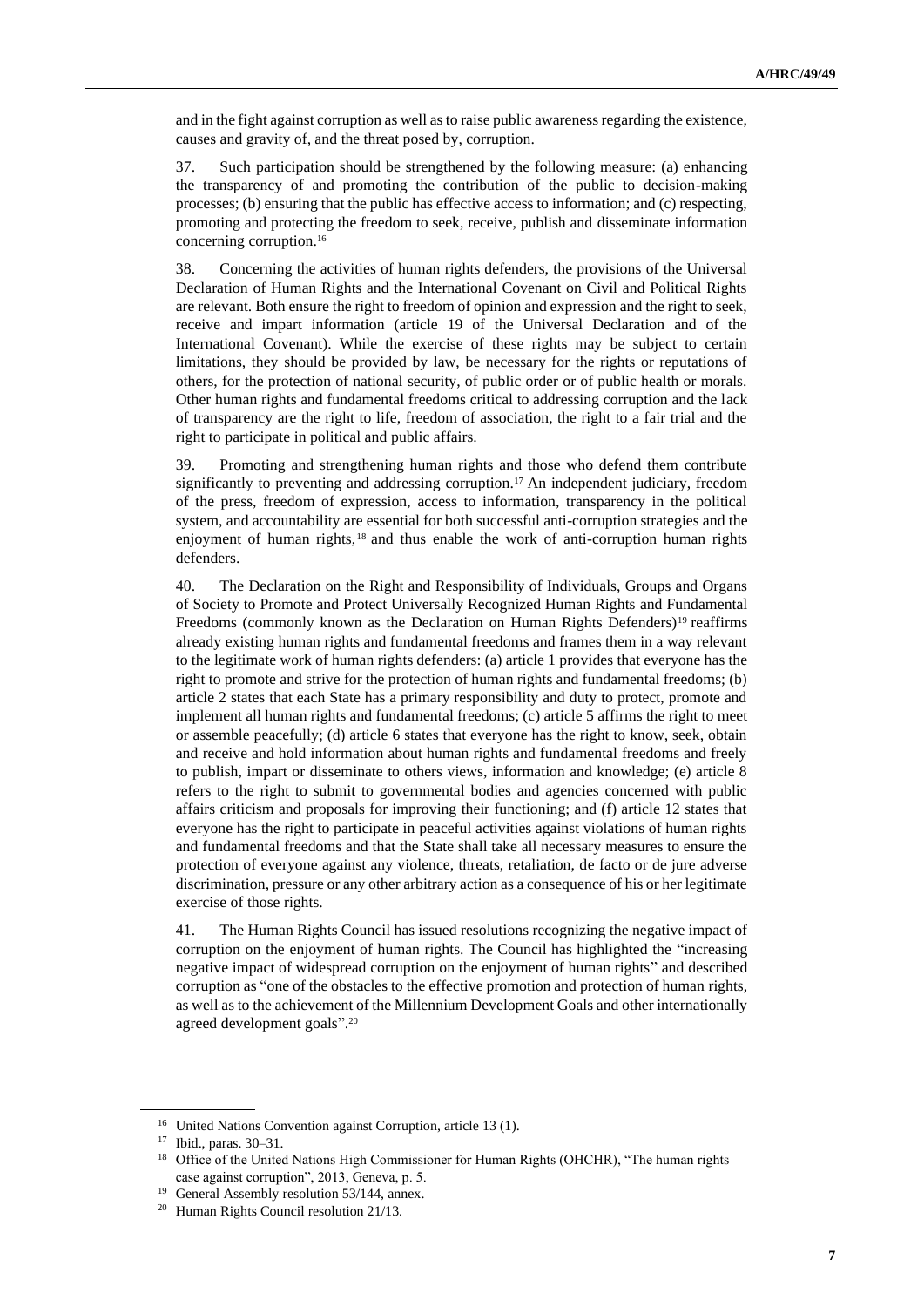and in the fight against corruption as well as to raise public awareness regarding the existence, causes and gravity of, and the threat posed by, corruption.

37. Such participation should be strengthened by the following measure: (a) enhancing the transparency of and promoting the contribution of the public to decision-making processes; (b) ensuring that the public has effective access to information; and (c) respecting, promoting and protecting the freedom to seek, receive, publish and disseminate information concerning corruption.[16]

38. Concerning the activities of human rights defenders, the provisions of the Universal Declaration of Human Rights and the International Covenant on Civil and Political Rights are relevant. Both ensure the right to freedom of opinion and expression and the right to seek, receive and impart information (article 19 of the Universal Declaration and of the International Covenant). While the exercise of these rights may be subject to certain limitations, they should be provided by law, be necessary for the rights or reputations of others, for the protection of national security, of public order or of public health or morals. Other human rights and fundamental freedoms critical to addressing corruption and the lack of transparency are the right to life, freedom of association, the right to a fair trial and the right to participate in political and public affairs.

39. Promoting and strengthening human rights and those who defend them contribute significantly to preventing and addressing corruption.[17] An independent judiciary, freedom of the press, freedom of expression, access to information, transparency in the political system, and accountability are essential for both successful anti-corruption strategies and the enjoyment of human rights,[18] and thus enable the work of anti-corruption human rights defenders.

40. The Declaration on the Right and Responsibility of Individuals, Groups and Organs of Society to Promote and Protect Universally Recognized Human Rights and Fundamental Freedoms (commonly known as the Declaration on Human Rights Defenders)[19] reaffirms already existing human rights and fundamental freedoms and frames them in a way relevant to the legitimate work of human rights defenders: (a) article 1 provides that everyone has the right to promote and strive for the protection of human rights and fundamental freedoms; (b) article 2 states that each State has a primary responsibility and duty to protect, promote and implement all human rights and fundamental freedoms; (c) article 5 affirms the right to meet or assemble peacefully; (d) article 6 states that everyone has the right to know, seek, obtain and receive and hold information about human rights and fundamental freedoms and freely to publish, impart or disseminate to others views, information and knowledge; (e) article 8 refers to the right to submit to governmental bodies and agencies concerned with public affairs criticism and proposals for improving their functioning; and (f) article 12 states that everyone has the right to participate in peaceful activities against violations of human rights and fundamental freedoms and that the State shall take all necessary measures to ensure the protection of everyone against any violence, threats, retaliation, de facto or de jure adverse discrimination, pressure or any other arbitrary action as a consequence of his or her legitimate exercise of those rights.

41. The Human Rights Council has issued resolutions recognizing the negative impact of corruption on the enjoyment of human rights. The Council has highlighted the "increasing negative impact of widespread corruption on the enjoyment of human rights" and described corruption as "one of the obstacles to the effective promotion and protection of human rights, as well as to the achievement of the Millennium Development Goals and other internationally agreed development goals".[20]

---

[16] United Nations Convention against Corruption, article 13 (1).

[17] Ibid., paras. 30–31.

[18] Office of the United Nations High Commissioner for Human Rights (OHCHR), "The human rights case against corruption", 2013, Geneva, p. 5.

[19] General Assembly resolution 53/144, annex.

[20] Human Rights Council resolution 21/13.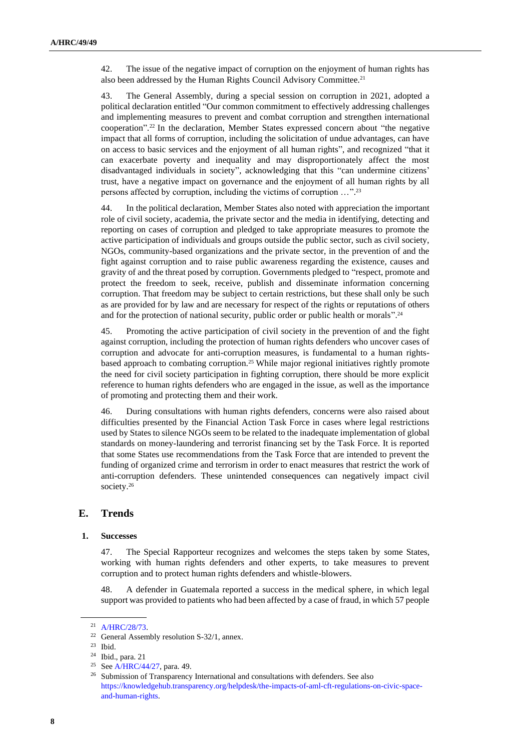42. The issue of the negative impact of corruption on the enjoyment of human rights has also been addressed by the Human Rights Council Advisory Committee.[21]

43. The General Assembly, during a special session on corruption in 2021, adopted a political declaration entitled "Our common commitment to effectively addressing challenges and implementing measures to prevent and combat corruption and strengthen international cooperation".[22] In the declaration, Member States expressed concern about "the negative impact that all forms of corruption, including the solicitation of undue advantages, can have on access to basic services and the enjoyment of all human rights", and recognized "that it can exacerbate poverty and inequality and may disproportionately affect the most disadvantaged individuals in society", acknowledging that this "can undermine citizens' trust, have a negative impact on governance and the enjoyment of all human rights by all persons affected by corruption, including the victims of corruption …".[23]

44. In the political declaration, Member States also noted with appreciation the important role of civil society, academia, the private sector and the media in identifying, detecting and reporting on cases of corruption and pledged to take appropriate measures to promote the active participation of individuals and groups outside the public sector, such as civil society, NGOs, community-based organizations and the private sector, in the prevention of and the fight against corruption and to raise public awareness regarding the existence, causes and gravity of and the threat posed by corruption. Governments pledged to "respect, promote and protect the freedom to seek, receive, publish and disseminate information concerning corruption. That freedom may be subject to certain restrictions, but these shall only be such as are provided for by law and are necessary for respect of the rights or reputations of others and for the protection of national security, public order or public health or morals".[24]

45. Promoting the active participation of civil society in the prevention of and the fight against corruption, including the protection of human rights defenders who uncover cases of corruption and advocate for anti-corruption measures, is fundamental to a human rights-based approach to combating corruption.[25] While major regional initiatives rightly promote the need for civil society participation in fighting corruption, there should be more explicit reference to human rights defenders who are engaged in the issue, as well as the importance of promoting and protecting them and their work.

46. During consultations with human rights defenders, concerns were also raised about difficulties presented by the Financial Action Task Force in cases where legal restrictions used by States to silence NGOs seem to be related to the inadequate implementation of global standards on money-laundering and terrorist financing set by the Task Force. It is reported that some States use recommendations from the Task Force that are intended to prevent the funding of organized crime and terrorism in order to enact measures that restrict the work of anti-corruption defenders. These unintended consequences can negatively impact civil society.[26]

## E. Trends

### 1. Successes

47. The Special Rapporteur recognizes and welcomes the steps taken by some States, working with human rights defenders and other experts, to take measures to prevent corruption and to protect human rights defenders and whistle-blowers.

48. A defender in Guatemala reported a success in the medical sphere, in which legal support was provided to patients who had been affected by a case of fraud, in which 57 people

---

[21] A/HRC/28/73.

[22] General Assembly resolution S-32/1, annex.

[23] Ibid.

[24] Ibid., para. 21

[25] See A/HRC/44/27, para. 49.

[26] Submission of Transparency International and consultations with defenders. See also https://knowledgehub.transparency.org/helpdesk/the-impacts-of-aml-cft-regulations-on-civic-space-and-human-rights.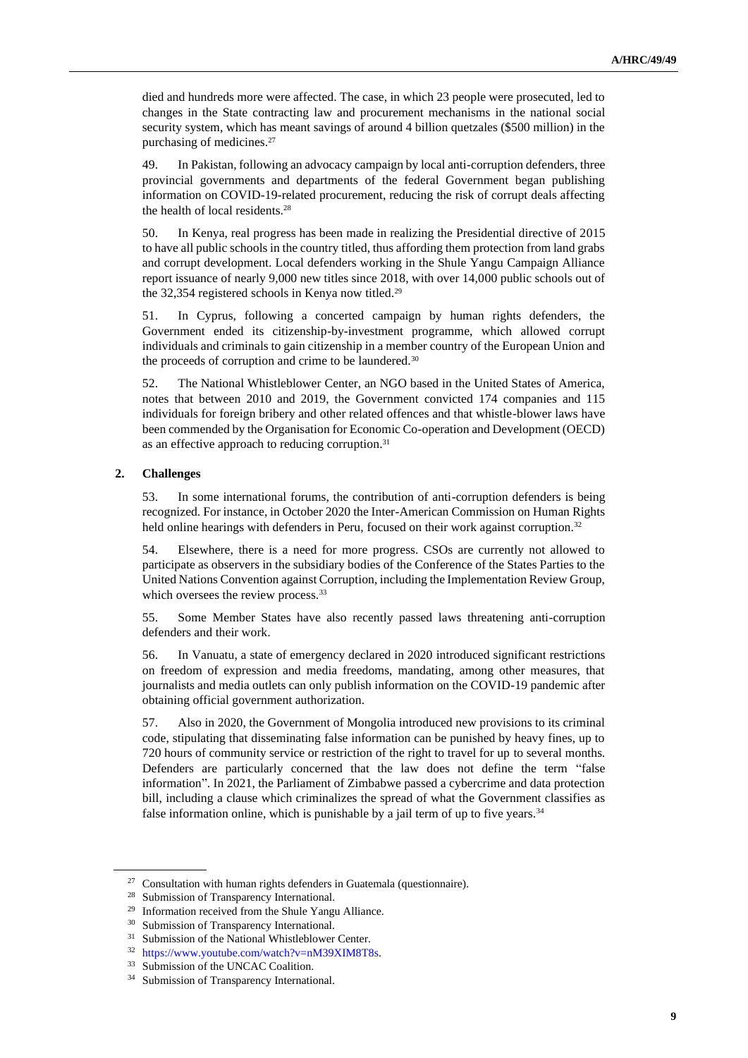died and hundreds more were affected. The case, in which 23 people were prosecuted, led to changes in the State contracting law and procurement mechanisms in the national social security system, which has meant savings of around 4 billion quetzales ($500 million) in the purchasing of medicines.[27]

49. In Pakistan, following an advocacy campaign by local anti-corruption defenders, three provincial governments and departments of the federal Government began publishing information on COVID-19-related procurement, reducing the risk of corrupt deals affecting the health of local residents.[28]

50. In Kenya, real progress has been made in realizing the Presidential directive of 2015 to have all public schools in the country titled, thus affording them protection from land grabs and corrupt development. Local defenders working in the Shule Yangu Campaign Alliance report issuance of nearly 9,000 new titles since 2018, with over 14,000 public schools out of the 32,354 registered schools in Kenya now titled.[29]

51. In Cyprus, following a concerted campaign by human rights defenders, the Government ended its citizenship-by-investment programme, which allowed corrupt individuals and criminals to gain citizenship in a member country of the European Union and the proceeds of corruption and crime to be laundered.[30]

52. The National Whistleblower Center, an NGO based in the United States of America, notes that between 2010 and 2019, the Government convicted 174 companies and 115 individuals for foreign bribery and other related offences and that whistle-blower laws have been commended by the Organisation for Economic Co-operation and Development (OECD) as an effective approach to reducing corruption.[31]

### 2. Challenges

53. In some international forums, the contribution of anti-corruption defenders is being recognized. For instance, in October 2020 the Inter-American Commission on Human Rights held online hearings with defenders in Peru, focused on their work against corruption.[32]

54. Elsewhere, there is a need for more progress. CSOs are currently not allowed to participate as observers in the subsidiary bodies of the Conference of the States Parties to the United Nations Convention against Corruption, including the Implementation Review Group, which oversees the review process.[33]

55. Some Member States have also recently passed laws threatening anti-corruption defenders and their work.

56. In Vanuatu, a state of emergency declared in 2020 introduced significant restrictions on freedom of expression and media freedoms, mandating, among other measures, that journalists and media outlets can only publish information on the COVID-19 pandemic after obtaining official government authorization.

57. Also in 2020, the Government of Mongolia introduced new provisions to its criminal code, stipulating that disseminating false information can be punished by heavy fines, up to 720 hours of community service or restriction of the right to travel for up to several months. Defenders are particularly concerned that the law does not define the term "false information". In 2021, the Parliament of Zimbabwe passed a cybercrime and data protection bill, including a clause which criminalizes the spread of what the Government classifies as false information online, which is punishable by a jail term of up to five years.[34]

---

[27] Consultation with human rights defenders in Guatemala (questionnaire).

[28] Submission of Transparency International.

[29] Information received from the Shule Yangu Alliance.

[30] Submission of Transparency International.

[31] Submission of the National Whistleblower Center.

[32] https://www.youtube.com/watch?v=nM39XIM8T8s.

[33] Submission of the UNCAC Coalition.

[34] Submission of Transparency International.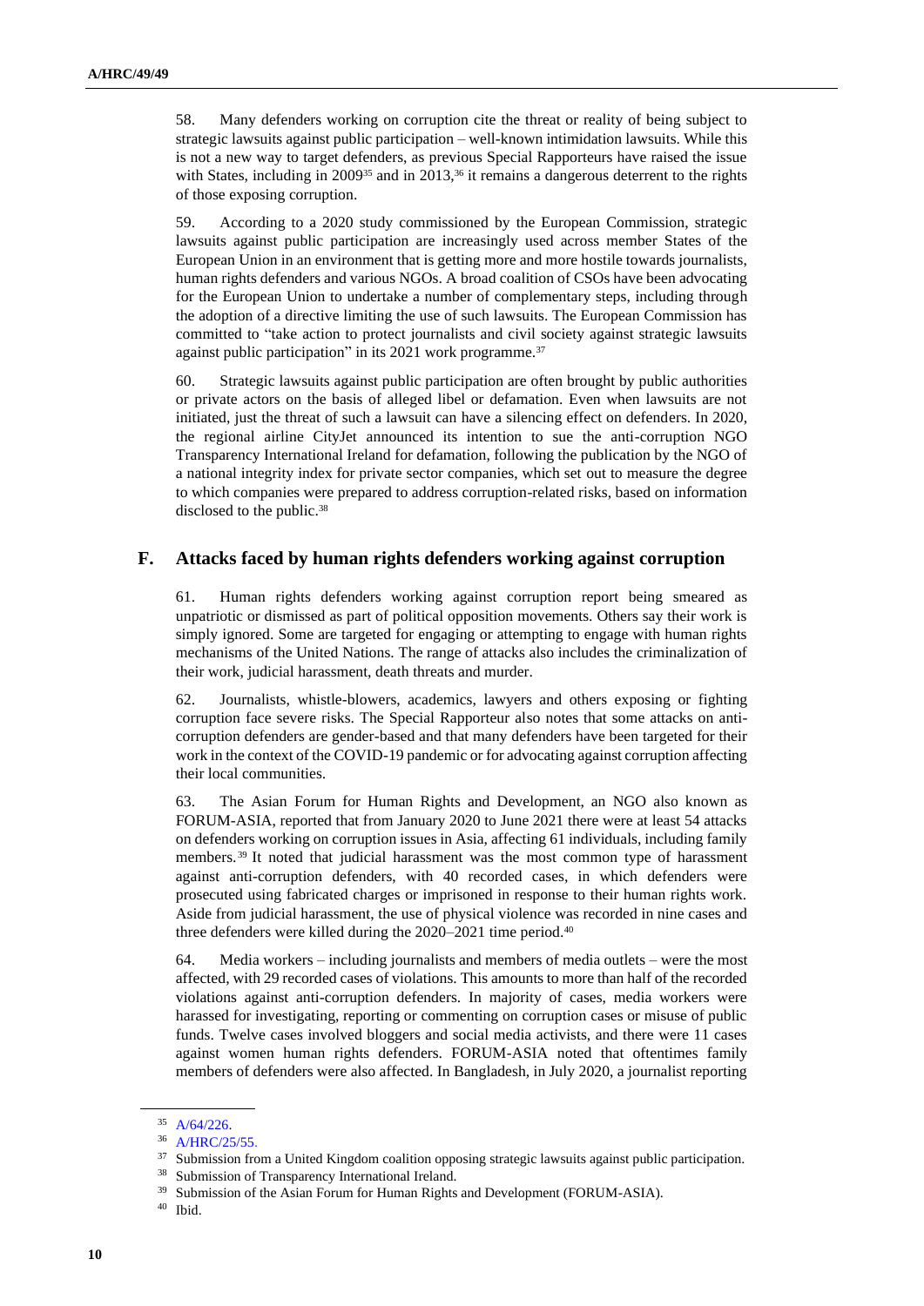58. Many defenders working on corruption cite the threat or reality of being subject to strategic lawsuits against public participation – well-known intimidation lawsuits. While this is not a new way to target defenders, as previous Special Rapporteurs have raised the issue with States, including in 2009[35] and in 2013,[36] it remains a dangerous deterrent to the rights of those exposing corruption.

59. According to a 2020 study commissioned by the European Commission, strategic lawsuits against public participation are increasingly used across member States of the European Union in an environment that is getting more and more hostile towards journalists, human rights defenders and various NGOs. A broad coalition of CSOs have been advocating for the European Union to undertake a number of complementary steps, including through the adoption of a directive limiting the use of such lawsuits. The European Commission has committed to "take action to protect journalists and civil society against strategic lawsuits against public participation" in its 2021 work programme.[37]

60. Strategic lawsuits against public participation are often brought by public authorities or private actors on the basis of alleged libel or defamation. Even when lawsuits are not initiated, just the threat of such a lawsuit can have a silencing effect on defenders. In 2020, the regional airline CityJet announced its intention to sue the anti-corruption NGO Transparency International Ireland for defamation, following the publication by the NGO of a national integrity index for private sector companies, which set out to measure the degree to which companies were prepared to address corruption-related risks, based on information disclosed to the public.[38]

## F. Attacks faced by human rights defenders working against corruption

61. Human rights defenders working against corruption report being smeared as unpatriotic or dismissed as part of political opposition movements. Others say their work is simply ignored. Some are targeted for engaging or attempting to engage with human rights mechanisms of the United Nations. The range of attacks also includes the criminalization of their work, judicial harassment, death threats and murder.

62. Journalists, whistle-blowers, academics, lawyers and others exposing or fighting corruption face severe risks. The Special Rapporteur also notes that some attacks on anti-corruption defenders are gender-based and that many defenders have been targeted for their work in the context of the COVID-19 pandemic or for advocating against corruption affecting their local communities.

63. The Asian Forum for Human Rights and Development, an NGO also known as FORUM-ASIA, reported that from January 2020 to June 2021 there were at least 54 attacks on defenders working on corruption issues in Asia, affecting 61 individuals, including family members.[39] It noted that judicial harassment was the most common type of harassment against anti-corruption defenders, with 40 recorded cases, in which defenders were prosecuted using fabricated charges or imprisoned in response to their human rights work. Aside from judicial harassment, the use of physical violence was recorded in nine cases and three defenders were killed during the 2020–2021 time period.[40]

64. Media workers – including journalists and members of media outlets – were the most affected, with 29 recorded cases of violations. This amounts to more than half of the recorded violations against anti-corruption defenders. In majority of cases, media workers were harassed for investigating, reporting or commenting on corruption cases or misuse of public funds. Twelve cases involved bloggers and social media activists, and there were 11 cases against women human rights defenders. FORUM-ASIA noted that oftentimes family members of defenders were also affected. In Bangladesh, in July 2020, a journalist reporting

---

[35] A/64/226.

[36] A/HRC/25/55.

[37] Submission from a United Kingdom coalition opposing strategic lawsuits against public participation.

[38] Submission of Transparency International Ireland.

[39] Submission of the Asian Forum for Human Rights and Development (FORUM-ASIA).

[40] Ibid.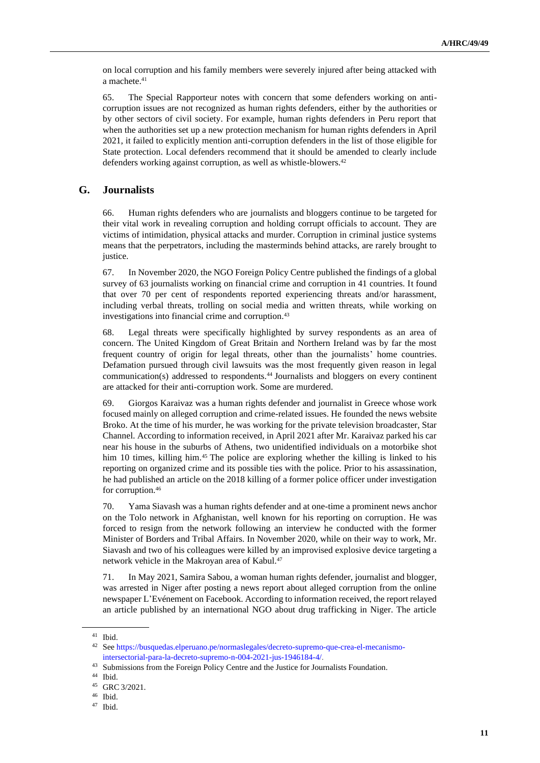on local corruption and his family members were severely injured after being attacked with a machete.[41]

65. The Special Rapporteur notes with concern that some defenders working on anti-corruption issues are not recognized as human rights defenders, either by the authorities or by other sectors of civil society. For example, human rights defenders in Peru report that when the authorities set up a new protection mechanism for human rights defenders in April 2021, it failed to explicitly mention anti-corruption defenders in the list of those eligible for State protection. Local defenders recommend that it should be amended to clearly include defenders working against corruption, as well as whistle-blowers.[42]

## G. Journalists

66. Human rights defenders who are journalists and bloggers continue to be targeted for their vital work in revealing corruption and holding corrupt officials to account. They are victims of intimidation, physical attacks and murder. Corruption in criminal justice systems means that the perpetrators, including the masterminds behind attacks, are rarely brought to justice.

67. In November 2020, the NGO Foreign Policy Centre published the findings of a global survey of 63 journalists working on financial crime and corruption in 41 countries. It found that over 70 per cent of respondents reported experiencing threats and/or harassment, including verbal threats, trolling on social media and written threats, while working on investigations into financial crime and corruption.[43]

68. Legal threats were specifically highlighted by survey respondents as an area of concern. The United Kingdom of Great Britain and Northern Ireland was by far the most frequent country of origin for legal threats, other than the journalists' home countries. Defamation pursued through civil lawsuits was the most frequently given reason in legal communication(s) addressed to respondents.[44] Journalists and bloggers on every continent are attacked for their anti-corruption work. Some are murdered.

69. Giorgos Karaivaz was a human rights defender and journalist in Greece whose work focused mainly on alleged corruption and crime-related issues. He founded the news website Broko. At the time of his murder, he was working for the private television broadcaster, Star Channel. According to information received, in April 2021 after Mr. Karaivaz parked his car near his house in the suburbs of Athens, two unidentified individuals on a motorbike shot him 10 times, killing him.[45] The police are exploring whether the killing is linked to his reporting on organized crime and its possible ties with the police. Prior to his assassination, he had published an article on the 2018 killing of a former police officer under investigation for corruption.[46]

70. Yama Siavash was a human rights defender and at one-time a prominent news anchor on the Tolo network in Afghanistan, well known for his reporting on corruption. He was forced to resign from the network following an interview he conducted with the former Minister of Borders and Tribal Affairs. In November 2020, while on their way to work, Mr. Siavash and two of his colleagues were killed by an improvised explosive device targeting a network vehicle in the Makroyan area of Kabul.[47]

71. In May 2021, Samira Sabou, a woman human rights defender, journalist and blogger, was arrested in Niger after posting a news report about alleged corruption from the online newspaper L'Evénement on Facebook. According to information received, the report relayed an article published by an international NGO about drug trafficking in Niger. The article

---

[41] Ibid.

[42] See https://busquedas.elperuano.pe/normaslegales/decreto-supremo-que-crea-el-mecanismo-intersectorial-para-la-decreto-supremo-n-004-2021-jus-1946184-4/.

[43] Submissions from the Foreign Policy Centre and the Justice for Journalists Foundation.

[44] Ibid.

[45] GRC 3/2021.

[46] Ibid.

[47] Ibid.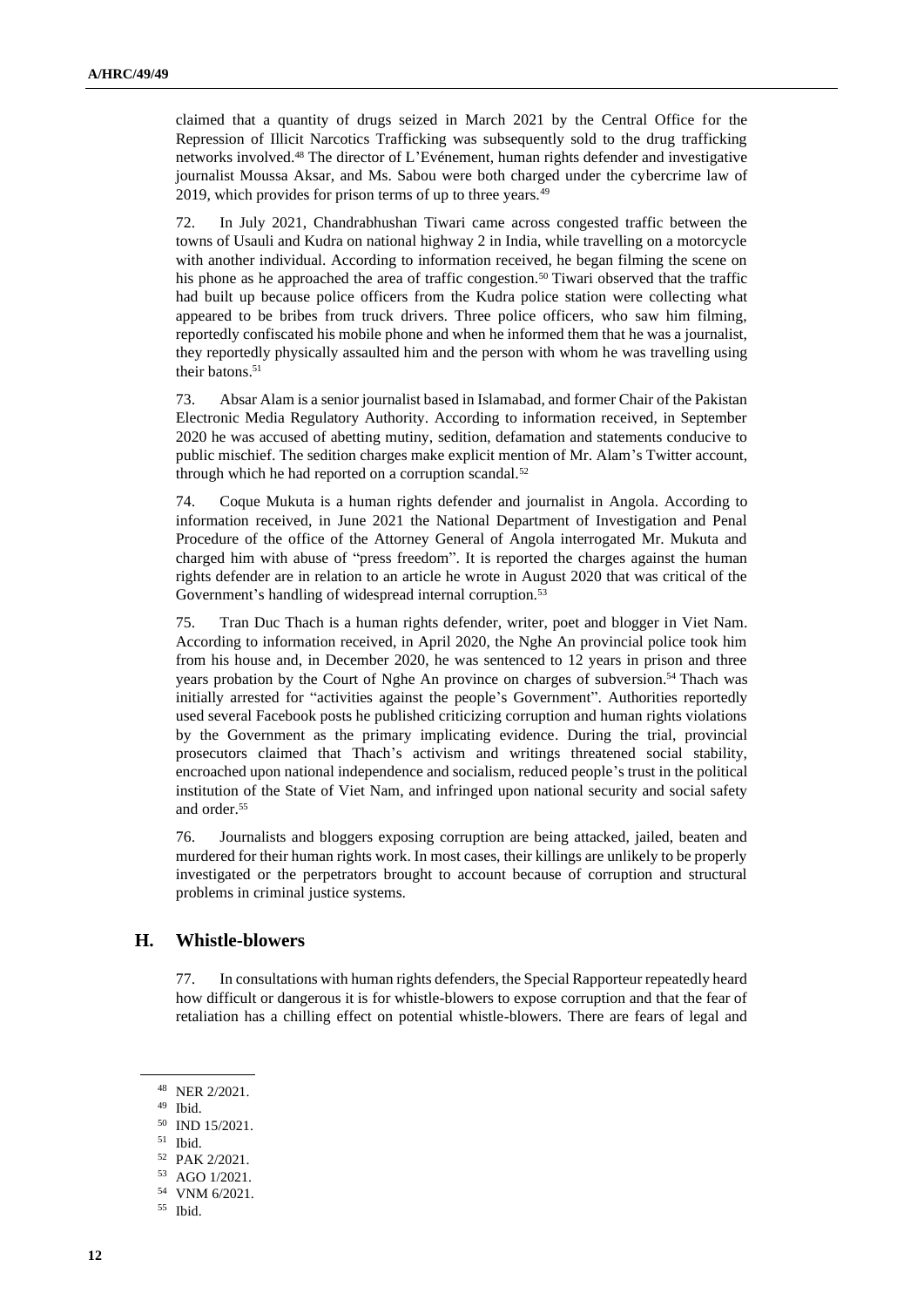claimed that a quantity of drugs seized in March 2021 by the Central Office for the Repression of Illicit Narcotics Trafficking was subsequently sold to the drug trafficking networks involved.[48] The director of L'Evénement, human rights defender and investigative journalist Moussa Aksar, and Ms. Sabou were both charged under the cybercrime law of 2019, which provides for prison terms of up to three years.[49]

72. In July 2021, Chandrabhushan Tiwari came across congested traffic between the towns of Usauli and Kudra on national highway 2 in India, while travelling on a motorcycle with another individual. According to information received, he began filming the scene on his phone as he approached the area of traffic congestion.[50] Tiwari observed that the traffic had built up because police officers from the Kudra police station were collecting what appeared to be bribes from truck drivers. Three police officers, who saw him filming, reportedly confiscated his mobile phone and when he informed them that he was a journalist, they reportedly physically assaulted him and the person with whom he was travelling using their batons.[51]

73. Absar Alam is a senior journalist based in Islamabad, and former Chair of the Pakistan Electronic Media Regulatory Authority. According to information received, in September 2020 he was accused of abetting mutiny, sedition, defamation and statements conducive to public mischief. The sedition charges make explicit mention of Mr. Alam's Twitter account, through which he had reported on a corruption scandal.[52]

74. Coque Mukuta is a human rights defender and journalist in Angola. According to information received, in June 2021 the National Department of Investigation and Penal Procedure of the office of the Attorney General of Angola interrogated Mr. Mukuta and charged him with abuse of "press freedom". It is reported the charges against the human rights defender are in relation to an article he wrote in August 2020 that was critical of the Government's handling of widespread internal corruption.[53]

75. Tran Duc Thach is a human rights defender, writer, poet and blogger in Viet Nam. According to information received, in April 2020, the Nghe An provincial police took him from his house and, in December 2020, he was sentenced to 12 years in prison and three years probation by the Court of Nghe An province on charges of subversion.[54] Thach was initially arrested for "activities against the people's Government". Authorities reportedly used several Facebook posts he published criticizing corruption and human rights violations by the Government as the primary implicating evidence. During the trial, provincial prosecutors claimed that Thach's activism and writings threatened social stability, encroached upon national independence and socialism, reduced people's trust in the political institution of the State of Viet Nam, and infringed upon national security and social safety and order.[55]

76. Journalists and bloggers exposing corruption are being attacked, jailed, beaten and murdered for their human rights work. In most cases, their killings are unlikely to be properly investigated or the perpetrators brought to account because of corruption and structural problems in criminal justice systems.

## H. Whistle-blowers

77. In consultations with human rights defenders, the Special Rapporteur repeatedly heard how difficult or dangerous it is for whistle-blowers to expose corruption and that the fear of retaliation has a chilling effect on potential whistle-blowers. There are fears of legal and

[48] NER 2/2021.
[49] Ibid.
[50] IND 15/2021.
[51] Ibid.
[52] PAK 2/2021.
[53] AGO 1/2021.
[54] VNM 6/2021.
[55] Ibid.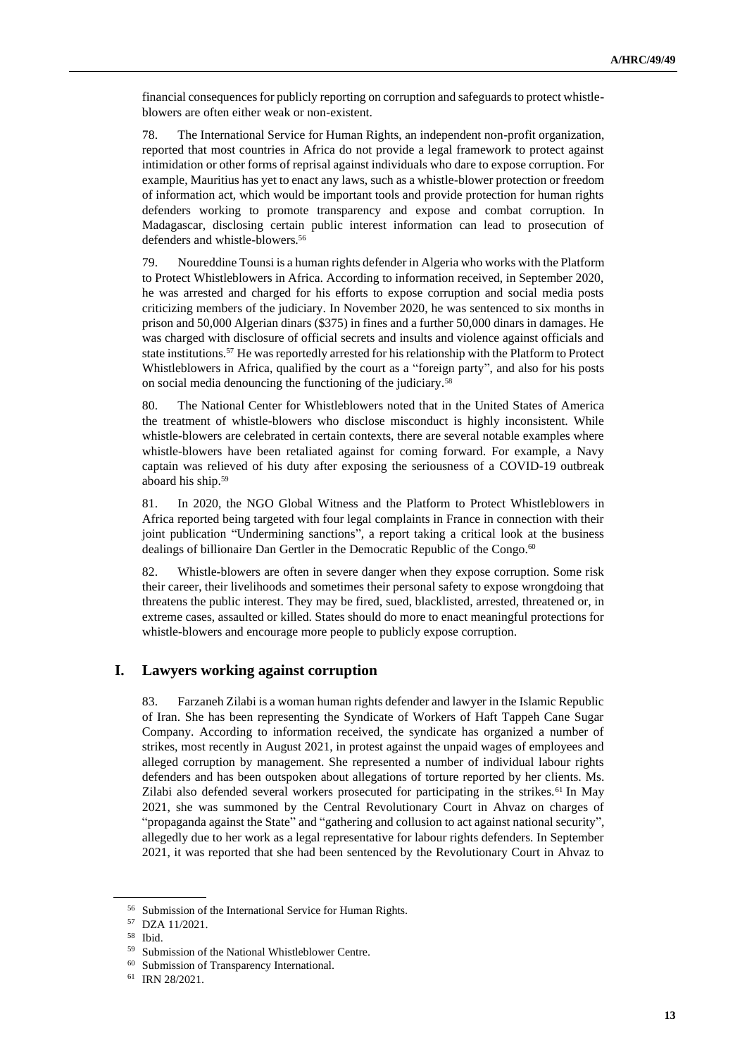financial consequences for publicly reporting on corruption and safeguards to protect whistle-blowers are often either weak or non-existent.

78. The International Service for Human Rights, an independent non-profit organization, reported that most countries in Africa do not provide a legal framework to protect against intimidation or other forms of reprisal against individuals who dare to expose corruption. For example, Mauritius has yet to enact any laws, such as a whistle-blower protection or freedom of information act, which would be important tools and provide protection for human rights defenders working to promote transparency and expose and combat corruption. In Madagascar, disclosing certain public interest information can lead to prosecution of defenders and whistle-blowers.[56]

79. Noureddine Tounsi is a human rights defender in Algeria who works with the Platform to Protect Whistleblowers in Africa. According to information received, in September 2020, he was arrested and charged for his efforts to expose corruption and social media posts criticizing members of the judiciary. In November 2020, he was sentenced to six months in prison and 50,000 Algerian dinars ($375) in fines and a further 50,000 dinars in damages. He was charged with disclosure of official secrets and insults and violence against officials and state institutions.[57] He was reportedly arrested for his relationship with the Platform to Protect Whistleblowers in Africa, qualified by the court as a "foreign party", and also for his posts on social media denouncing the functioning of the judiciary.[58]

80. The National Center for Whistleblowers noted that in the United States of America the treatment of whistle-blowers who disclose misconduct is highly inconsistent. While whistle-blowers are celebrated in certain contexts, there are several notable examples where whistle-blowers have been retaliated against for coming forward. For example, a Navy captain was relieved of his duty after exposing the seriousness of a COVID-19 outbreak aboard his ship.[59]

81. In 2020, the NGO Global Witness and the Platform to Protect Whistleblowers in Africa reported being targeted with four legal complaints in France in connection with their joint publication "Undermining sanctions", a report taking a critical look at the business dealings of billionaire Dan Gertler in the Democratic Republic of the Congo.[60]

82. Whistle-blowers are often in severe danger when they expose corruption. Some risk their career, their livelihoods and sometimes their personal safety to expose wrongdoing that threatens the public interest. They may be fired, sued, blacklisted, arrested, threatened or, in extreme cases, assaulted or killed. States should do more to enact meaningful protections for whistle-blowers and encourage more people to publicly expose corruption.

## I. Lawyers working against corruption

83. Farzaneh Zilabi is a woman human rights defender and lawyer in the Islamic Republic of Iran. She has been representing the Syndicate of Workers of Haft Tappeh Cane Sugar Company. According to information received, the syndicate has organized a number of strikes, most recently in August 2021, in protest against the unpaid wages of employees and alleged corruption by management. She represented a number of individual labour rights defenders and has been outspoken about allegations of torture reported by her clients. Ms. Zilabi also defended several workers prosecuted for participating in the strikes.[61] In May 2021, she was summoned by the Central Revolutionary Court in Ahvaz on charges of "propaganda against the State" and "gathering and collusion to act against national security", allegedly due to her work as a legal representative for labour rights defenders. In September 2021, it was reported that she had been sentenced by the Revolutionary Court in Ahvaz to

---

[56] Submission of the International Service for Human Rights.

[57] DZA 11/2021.

[58] Ibid.

[59] Submission of the National Whistleblower Centre.

[60] Submission of Transparency International.

[61] IRN 28/2021.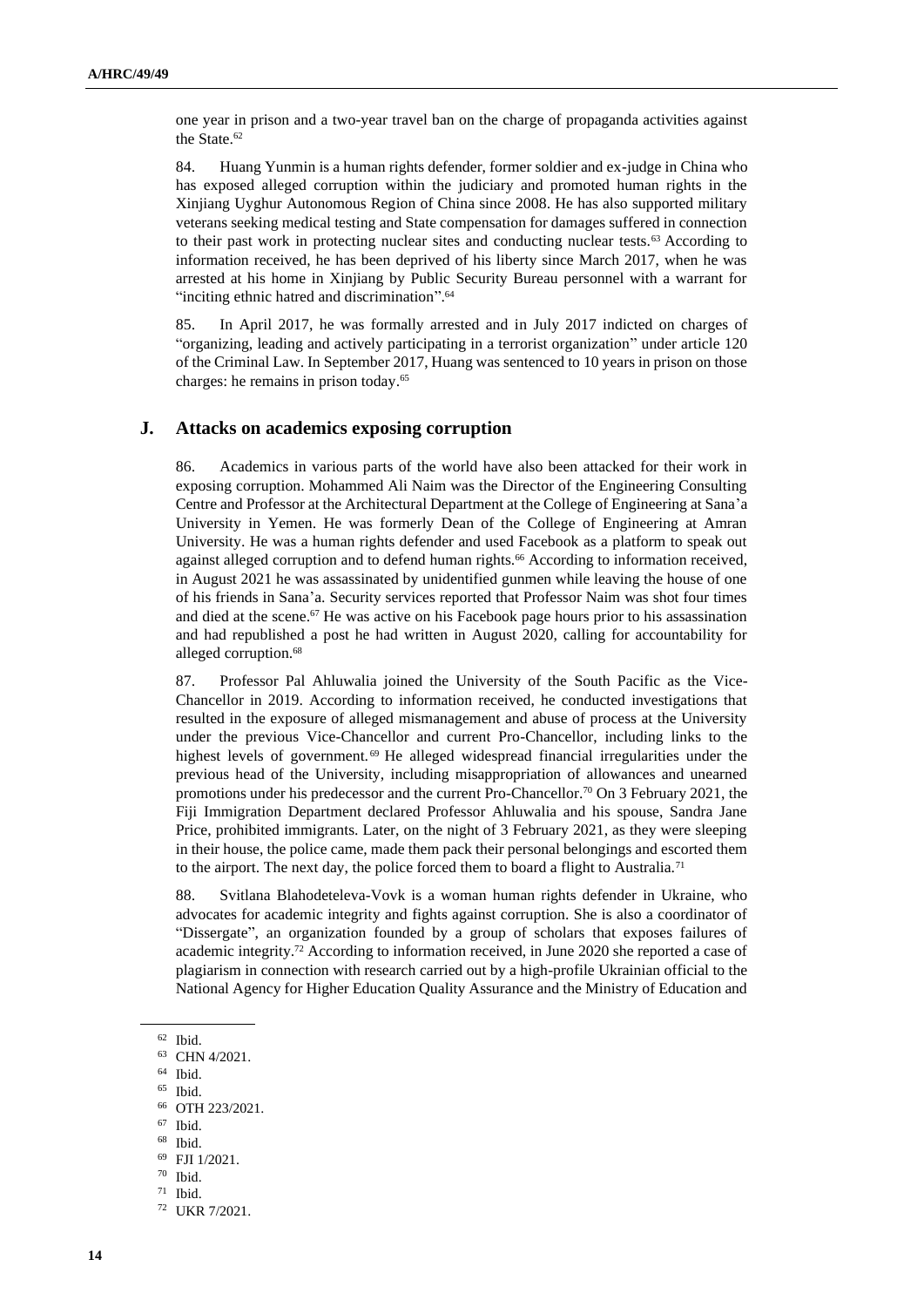one year in prison and a two-year travel ban on the charge of propaganda activities against the State.[62]

84. Huang Yunmin is a human rights defender, former soldier and ex-judge in China who has exposed alleged corruption within the judiciary and promoted human rights in the Xinjiang Uyghur Autonomous Region of China since 2008. He has also supported military veterans seeking medical testing and State compensation for damages suffered in connection to their past work in protecting nuclear sites and conducting nuclear tests.[63] According to information received, he has been deprived of his liberty since March 2017, when he was arrested at his home in Xinjiang by Public Security Bureau personnel with a warrant for "inciting ethnic hatred and discrimination".[64]

85. In April 2017, he was formally arrested and in July 2017 indicted on charges of "organizing, leading and actively participating in a terrorist organization" under article 120 of the Criminal Law. In September 2017, Huang was sentenced to 10 years in prison on those charges: he remains in prison today.[65]

## J. Attacks on academics exposing corruption

86. Academics in various parts of the world have also been attacked for their work in exposing corruption. Mohammed Ali Naim was the Director of the Engineering Consulting Centre and Professor at the Architectural Department at the College of Engineering at Sana'a University in Yemen. He was formerly Dean of the College of Engineering at Amran University. He was a human rights defender and used Facebook as a platform to speak out against alleged corruption and to defend human rights.[66] According to information received, in August 2021 he was assassinated by unidentified gunmen while leaving the house of one of his friends in Sana'a. Security services reported that Professor Naim was shot four times and died at the scene.[67] He was active on his Facebook page hours prior to his assassination and had republished a post he had written in August 2020, calling for accountability for alleged corruption.[68]

87. Professor Pal Ahluwalia joined the University of the South Pacific as the Vice-Chancellor in 2019. According to information received, he conducted investigations that resulted in the exposure of alleged mismanagement and abuse of process at the University under the previous Vice-Chancellor and current Pro-Chancellor, including links to the highest levels of government.[69] He alleged widespread financial irregularities under the previous head of the University, including misappropriation of allowances and unearned promotions under his predecessor and the current Pro-Chancellor.[70] On 3 February 2021, the Fiji Immigration Department declared Professor Ahluwalia and his spouse, Sandra Jane Price, prohibited immigrants. Later, on the night of 3 February 2021, as they were sleeping in their house, the police came, made them pack their personal belongings and escorted them to the airport. The next day, the police forced them to board a flight to Australia.[71]

88. Svitlana Blahodeteleva-Vovk is a woman human rights defender in Ukraine, who advocates for academic integrity and fights against corruption. She is also a coordinator of "Dissergate", an organization founded by a group of scholars that exposes failures of academic integrity.[72] According to information received, in June 2020 she reported a case of plagiarism in connection with research carried out by a high-profile Ukrainian official to the National Agency for Higher Education Quality Assurance and the Ministry of Education and

---

[62] Ibid.

[63] CHN 4/2021.

[64] Ibid.

[65] Ibid.

[66] OTH 223/2021.

[67] Ibid.

[68] Ibid.

[69] FJI 1/2021.

[70] Ibid.

[71] Ibid.

[72] UKR 7/2021.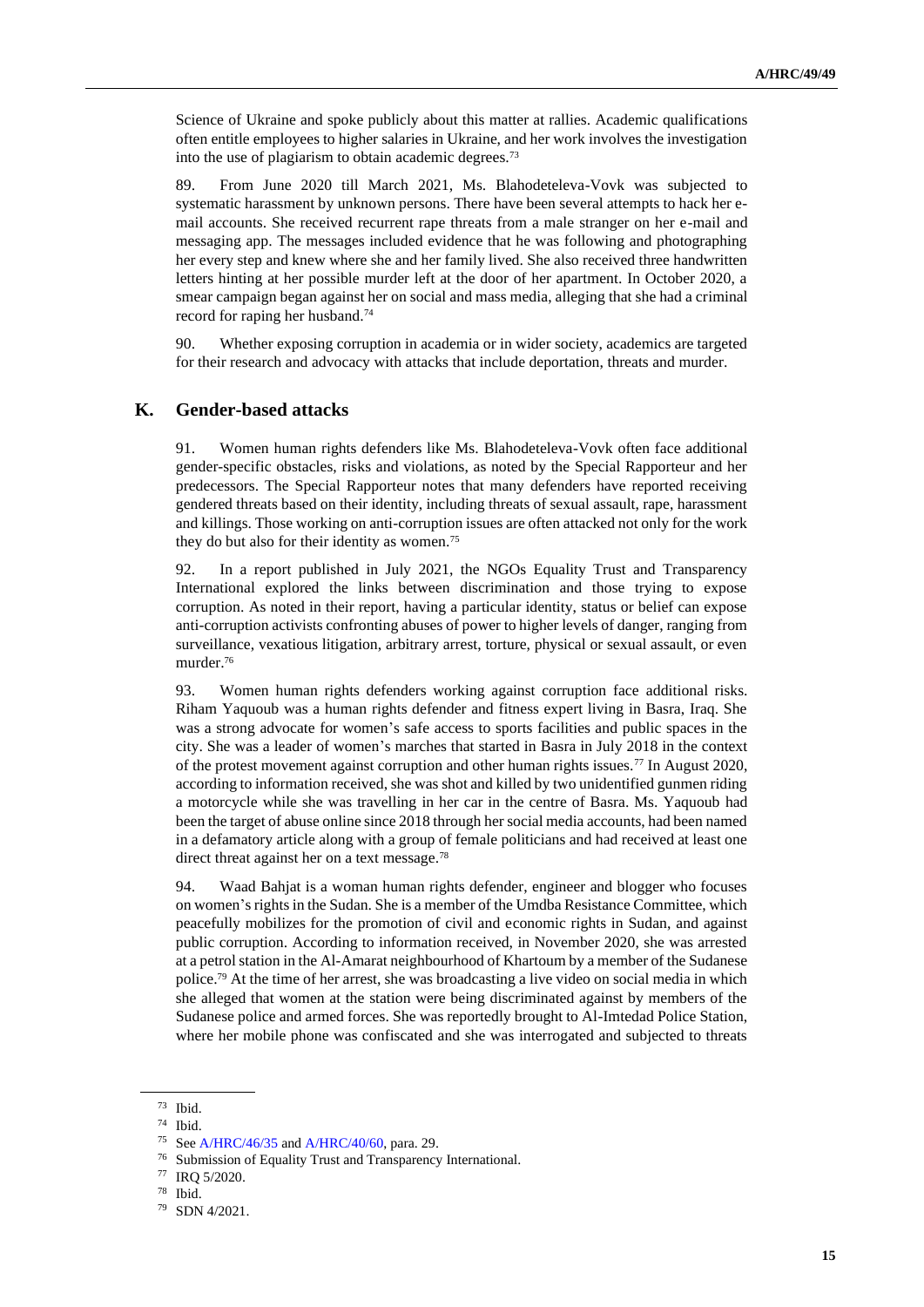Science of Ukraine and spoke publicly about this matter at rallies. Academic qualifications often entitle employees to higher salaries in Ukraine, and her work involves the investigation into the use of plagiarism to obtain academic degrees.[73]

89. From June 2020 till March 2021, Ms. Blahodeteleva-Vovk was subjected to systematic harassment by unknown persons. There have been several attempts to hack her e-mail accounts. She received recurrent rape threats from a male stranger on her e-mail and messaging app. The messages included evidence that he was following and photographing her every step and knew where she and her family lived. She also received three handwritten letters hinting at her possible murder left at the door of her apartment. In October 2020, a smear campaign began against her on social and mass media, alleging that she had a criminal record for raping her husband.[74]

90. Whether exposing corruption in academia or in wider society, academics are targeted for their research and advocacy with attacks that include deportation, threats and murder.

## K. Gender-based attacks

91. Women human rights defenders like Ms. Blahodeteleva-Vovk often face additional gender-specific obstacles, risks and violations, as noted by the Special Rapporteur and her predecessors. The Special Rapporteur notes that many defenders have reported receiving gendered threats based on their identity, including threats of sexual assault, rape, harassment and killings. Those working on anti-corruption issues are often attacked not only for the work they do but also for their identity as women.[75]

92. In a report published in July 2021, the NGOs Equality Trust and Transparency International explored the links between discrimination and those trying to expose corruption. As noted in their report, having a particular identity, status or belief can expose anti-corruption activists confronting abuses of power to higher levels of danger, ranging from surveillance, vexatious litigation, arbitrary arrest, torture, physical or sexual assault, or even murder.[76]

93. Women human rights defenders working against corruption face additional risks. Riham Yaquoub was a human rights defender and fitness expert living in Basra, Iraq. She was a strong advocate for women's safe access to sports facilities and public spaces in the city. She was a leader of women's marches that started in Basra in July 2018 in the context of the protest movement against corruption and other human rights issues.[77] In August 2020, according to information received, she was shot and killed by two unidentified gunmen riding a motorcycle while she was travelling in her car in the centre of Basra. Ms. Yaquoub had been the target of abuse online since 2018 through her social media accounts, had been named in a defamatory article along with a group of female politicians and had received at least one direct threat against her on a text message.[78]

94. Waad Bahjat is a woman human rights defender, engineer and blogger who focuses on women's rights in the Sudan. She is a member of the Umdba Resistance Committee, which peacefully mobilizes for the promotion of civil and economic rights in Sudan, and against public corruption. According to information received, in November 2020, she was arrested at a petrol station in the Al-Amarat neighbourhood of Khartoum by a member of the Sudanese police.[79] At the time of her arrest, she was broadcasting a live video on social media in which she alleged that women at the station were being discriminated against by members of the Sudanese police and armed forces. She was reportedly brought to Al-Imtedad Police Station, where her mobile phone was confiscated and she was interrogated and subjected to threats

---

[73] Ibid.

[74] Ibid.

[75] See A/HRC/46/35 and A/HRC/40/60, para. 29.

[76] Submission of Equality Trust and Transparency International.

[77] IRQ 5/2020.

[78] Ibid.

[79] SDN 4/2021.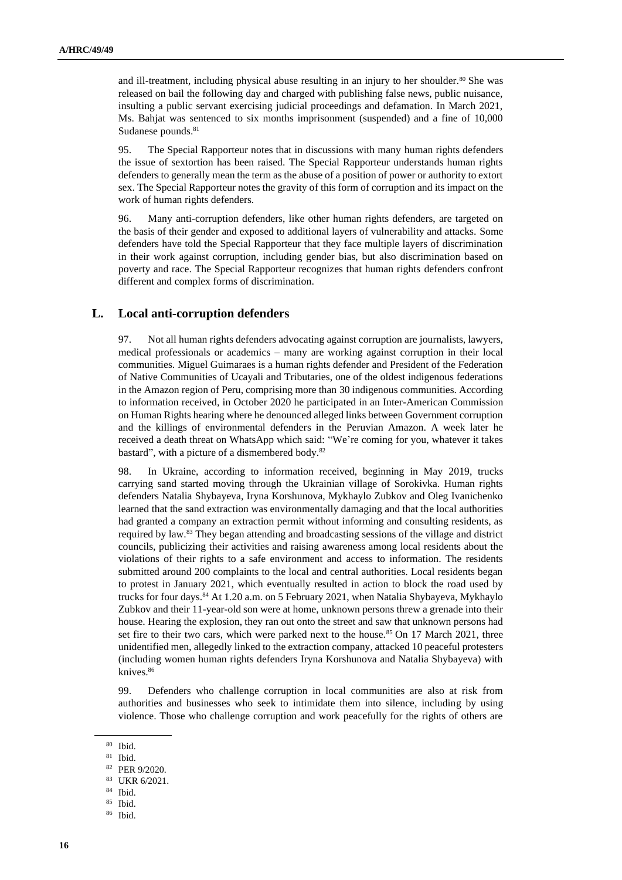and ill-treatment, including physical abuse resulting in an injury to her shoulder.[80] She was released on bail the following day and charged with publishing false news, public nuisance, insulting a public servant exercising judicial proceedings and defamation. In March 2021, Ms. Bahjat was sentenced to six months imprisonment (suspended) and a fine of 10,000 Sudanese pounds.[81]

95. The Special Rapporteur notes that in discussions with many human rights defenders the issue of sextortion has been raised. The Special Rapporteur understands human rights defenders to generally mean the term as the abuse of a position of power or authority to extort sex. The Special Rapporteur notes the gravity of this form of corruption and its impact on the work of human rights defenders.

96. Many anti-corruption defenders, like other human rights defenders, are targeted on the basis of their gender and exposed to additional layers of vulnerability and attacks. Some defenders have told the Special Rapporteur that they face multiple layers of discrimination in their work against corruption, including gender bias, but also discrimination based on poverty and race. The Special Rapporteur recognizes that human rights defenders confront different and complex forms of discrimination.

## L. Local anti-corruption defenders

97. Not all human rights defenders advocating against corruption are journalists, lawyers, medical professionals or academics – many are working against corruption in their local communities. Miguel Guimaraes is a human rights defender and President of the Federation of Native Communities of Ucayali and Tributaries, one of the oldest indigenous federations in the Amazon region of Peru, comprising more than 30 indigenous communities. According to information received, in October 2020 he participated in an Inter-American Commission on Human Rights hearing where he denounced alleged links between Government corruption and the killings of environmental defenders in the Peruvian Amazon. A week later he received a death threat on WhatsApp which said: "We're coming for you, whatever it takes bastard", with a picture of a dismembered body.[82]

98. In Ukraine, according to information received, beginning in May 2019, trucks carrying sand started moving through the Ukrainian village of Sorokivka. Human rights defenders Natalia Shybayeva, Iryna Korshunova, Mykhaylo Zubkov and Oleg Ivanichenko learned that the sand extraction was environmentally damaging and that the local authorities had granted a company an extraction permit without informing and consulting residents, as required by law.[83] They began attending and broadcasting sessions of the village and district councils, publicizing their activities and raising awareness among local residents about the violations of their rights to a safe environment and access to information. The residents submitted around 200 complaints to the local and central authorities. Local residents began to protest in January 2021, which eventually resulted in action to block the road used by trucks for four days.[84] At 1.20 a.m. on 5 February 2021, when Natalia Shybayeva, Mykhaylo Zubkov and their 11-year-old son were at home, unknown persons threw a grenade into their house. Hearing the explosion, they ran out onto the street and saw that unknown persons had set fire to their two cars, which were parked next to the house.[85] On 17 March 2021, three unidentified men, allegedly linked to the extraction company, attacked 10 peaceful protesters (including women human rights defenders Iryna Korshunova and Natalia Shybayeva) with knives.[86]

99. Defenders who challenge corruption in local communities are also at risk from authorities and businesses who seek to intimidate them into silence, including by using violence. Those who challenge corruption and work peacefully for the rights of others are

---

[80] Ibid.

[81] Ibid.

[82] PER 9/2020.

[83] UKR 6/2021.

[84] Ibid.

[85] Ibid.

[86] Ibid.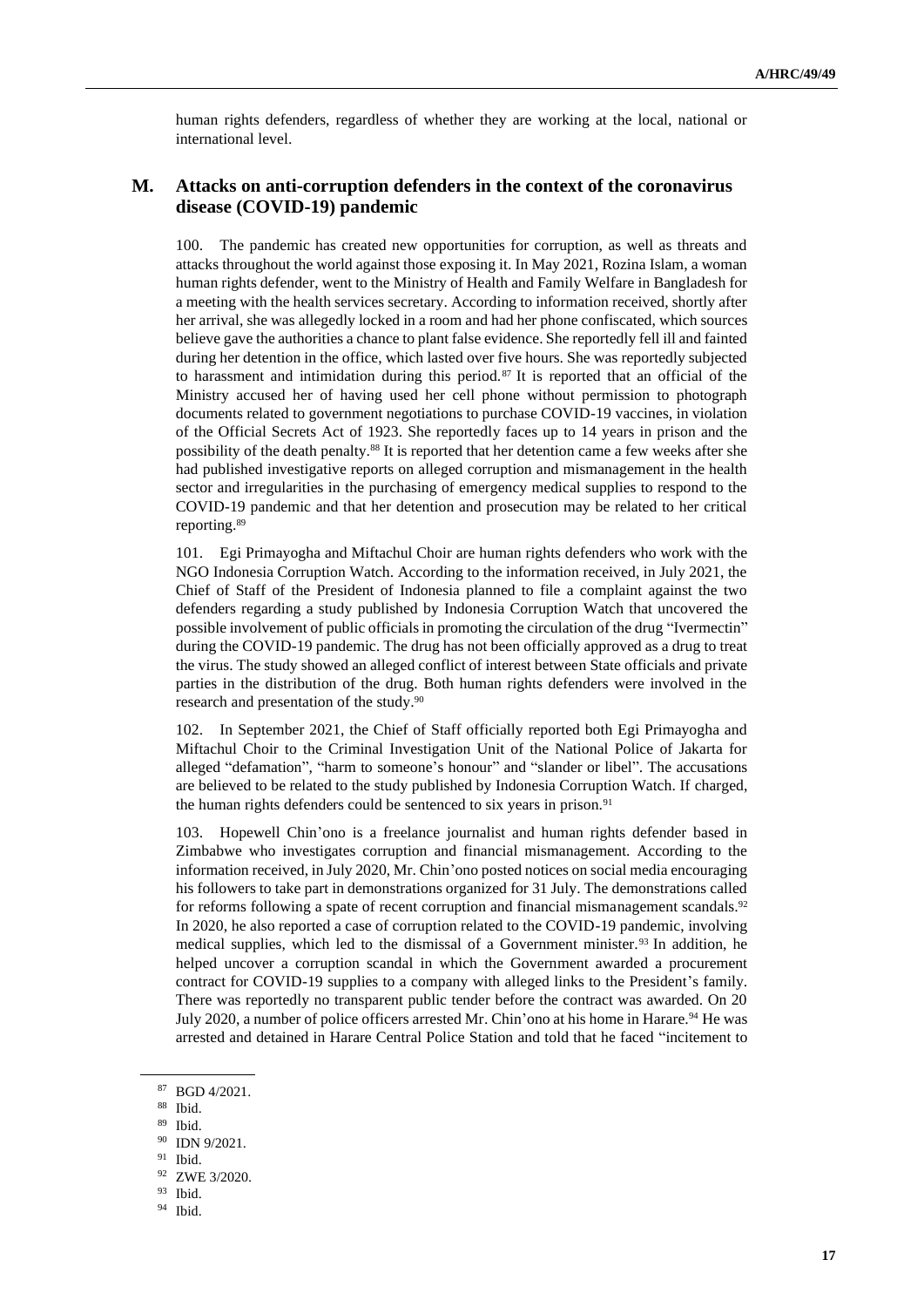human rights defenders, regardless of whether they are working at the local, national or international level.

## M. Attacks on anti-corruption defenders in the context of the coronavirus disease (COVID-19) pandemic

100. The pandemic has created new opportunities for corruption, as well as threats and attacks throughout the world against those exposing it. In May 2021, Rozina Islam, a woman human rights defender, went to the Ministry of Health and Family Welfare in Bangladesh for a meeting with the health services secretary. According to information received, shortly after her arrival, she was allegedly locked in a room and had her phone confiscated, which sources believe gave the authorities a chance to plant false evidence. She reportedly fell ill and fainted during her detention in the office, which lasted over five hours. She was reportedly subjected to harassment and intimidation during this period.[87] It is reported that an official of the Ministry accused her of having used her cell phone without permission to photograph documents related to government negotiations to purchase COVID-19 vaccines, in violation of the Official Secrets Act of 1923. She reportedly faces up to 14 years in prison and the possibility of the death penalty.[88] It is reported that her detention came a few weeks after she had published investigative reports on alleged corruption and mismanagement in the health sector and irregularities in the purchasing of emergency medical supplies to respond to the COVID-19 pandemic and that her detention and prosecution may be related to her critical reporting.[89]

101. Egi Primayogha and Miftachul Choir are human rights defenders who work with the NGO Indonesia Corruption Watch. According to the information received, in July 2021, the Chief of Staff of the President of Indonesia planned to file a complaint against the two defenders regarding a study published by Indonesia Corruption Watch that uncovered the possible involvement of public officials in promoting the circulation of the drug "Ivermectin" during the COVID-19 pandemic. The drug has not been officially approved as a drug to treat the virus. The study showed an alleged conflict of interest between State officials and private parties in the distribution of the drug. Both human rights defenders were involved in the research and presentation of the study.[90]

102. In September 2021, the Chief of Staff officially reported both Egi Primayogha and Miftachul Choir to the Criminal Investigation Unit of the National Police of Jakarta for alleged "defamation", "harm to someone's honour" and "slander or libel". The accusations are believed to be related to the study published by Indonesia Corruption Watch. If charged, the human rights defenders could be sentenced to six years in prison.[91]

103. Hopewell Chin'ono is a freelance journalist and human rights defender based in Zimbabwe who investigates corruption and financial mismanagement. According to the information received, in July 2020, Mr. Chin'ono posted notices on social media encouraging his followers to take part in demonstrations organized for 31 July. The demonstrations called for reforms following a spate of recent corruption and financial mismanagement scandals.[92] In 2020, he also reported a case of corruption related to the COVID-19 pandemic, involving medical supplies, which led to the dismissal of a Government minister.[93] In addition, he helped uncover a corruption scandal in which the Government awarded a procurement contract for COVID-19 supplies to a company with alleged links to the President's family. There was reportedly no transparent public tender before the contract was awarded. On 20 July 2020, a number of police officers arrested Mr. Chin'ono at his home in Harare.[94] He was arrested and detained in Harare Central Police Station and told that he faced "incitement to

---

[87] BGD 4/2021.

[88] Ibid.

[89] Ibid.

[90] IDN 9/2021.

[91] Ibid.

[92] ZWE 3/2020.

[93] Ibid.

[94] Ibid.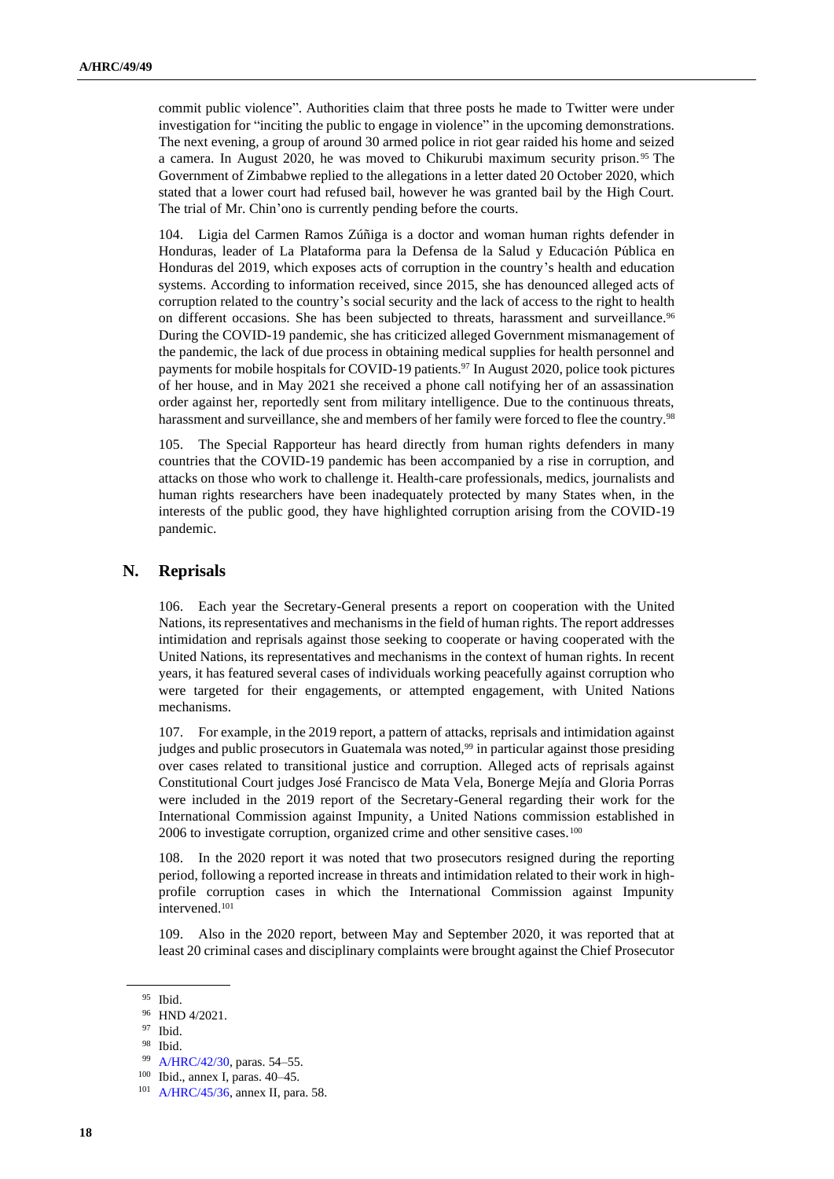commit public violence". Authorities claim that three posts he made to Twitter were under investigation for "inciting the public to engage in violence" in the upcoming demonstrations. The next evening, a group of around 30 armed police in riot gear raided his home and seized a camera. In August 2020, he was moved to Chikurubi maximum security prison.[95] The Government of Zimbabwe replied to the allegations in a letter dated 20 October 2020, which stated that a lower court had refused bail, however he was granted bail by the High Court. The trial of Mr. Chin'ono is currently pending before the courts.

104. Ligia del Carmen Ramos Zúñiga is a doctor and woman human rights defender in Honduras, leader of La Plataforma para la Defensa de la Salud y Educación Pública en Honduras del 2019, which exposes acts of corruption in the country's health and education systems. According to information received, since 2015, she has denounced alleged acts of corruption related to the country's social security and the lack of access to the right to health on different occasions. She has been subjected to threats, harassment and surveillance.[96] During the COVID-19 pandemic, she has criticized alleged Government mismanagement of the pandemic, the lack of due process in obtaining medical supplies for health personnel and payments for mobile hospitals for COVID-19 patients.[97] In August 2020, police took pictures of her house, and in May 2021 she received a phone call notifying her of an assassination order against her, reportedly sent from military intelligence. Due to the continuous threats, harassment and surveillance, she and members of her family were forced to flee the country.[98]

105. The Special Rapporteur has heard directly from human rights defenders in many countries that the COVID-19 pandemic has been accompanied by a rise in corruption, and attacks on those who work to challenge it. Health-care professionals, medics, journalists and human rights researchers have been inadequately protected by many States when, in the interests of the public good, they have highlighted corruption arising from the COVID-19 pandemic.

## N. Reprisals

106. Each year the Secretary-General presents a report on cooperation with the United Nations, its representatives and mechanisms in the field of human rights. The report addresses intimidation and reprisals against those seeking to cooperate or having cooperated with the United Nations, its representatives and mechanisms in the context of human rights. In recent years, it has featured several cases of individuals working peacefully against corruption who were targeted for their engagements, or attempted engagement, with United Nations mechanisms.

107. For example, in the 2019 report, a pattern of attacks, reprisals and intimidation against judges and public prosecutors in Guatemala was noted,[99] in particular against those presiding over cases related to transitional justice and corruption. Alleged acts of reprisals against Constitutional Court judges José Francisco de Mata Vela, Bonerge Mejía and Gloria Porras were included in the 2019 report of the Secretary-General regarding their work for the International Commission against Impunity, a United Nations commission established in 2006 to investigate corruption, organized crime and other sensitive cases.[100]

108. In the 2020 report it was noted that two prosecutors resigned during the reporting period, following a reported increase in threats and intimidation related to their work in high-profile corruption cases in which the International Commission against Impunity intervened.[101]

109. Also in the 2020 report, between May and September 2020, it was reported that at least 20 criminal cases and disciplinary complaints were brought against the Chief Prosecutor

---

[95] Ibid.

[96] HND 4/2021.

[97] Ibid.

[98] Ibid.

[99] A/HRC/42/30, paras. 54–55.

[100] Ibid., annex I, paras. 40–45.

[101] A/HRC/45/36, annex II, para. 58.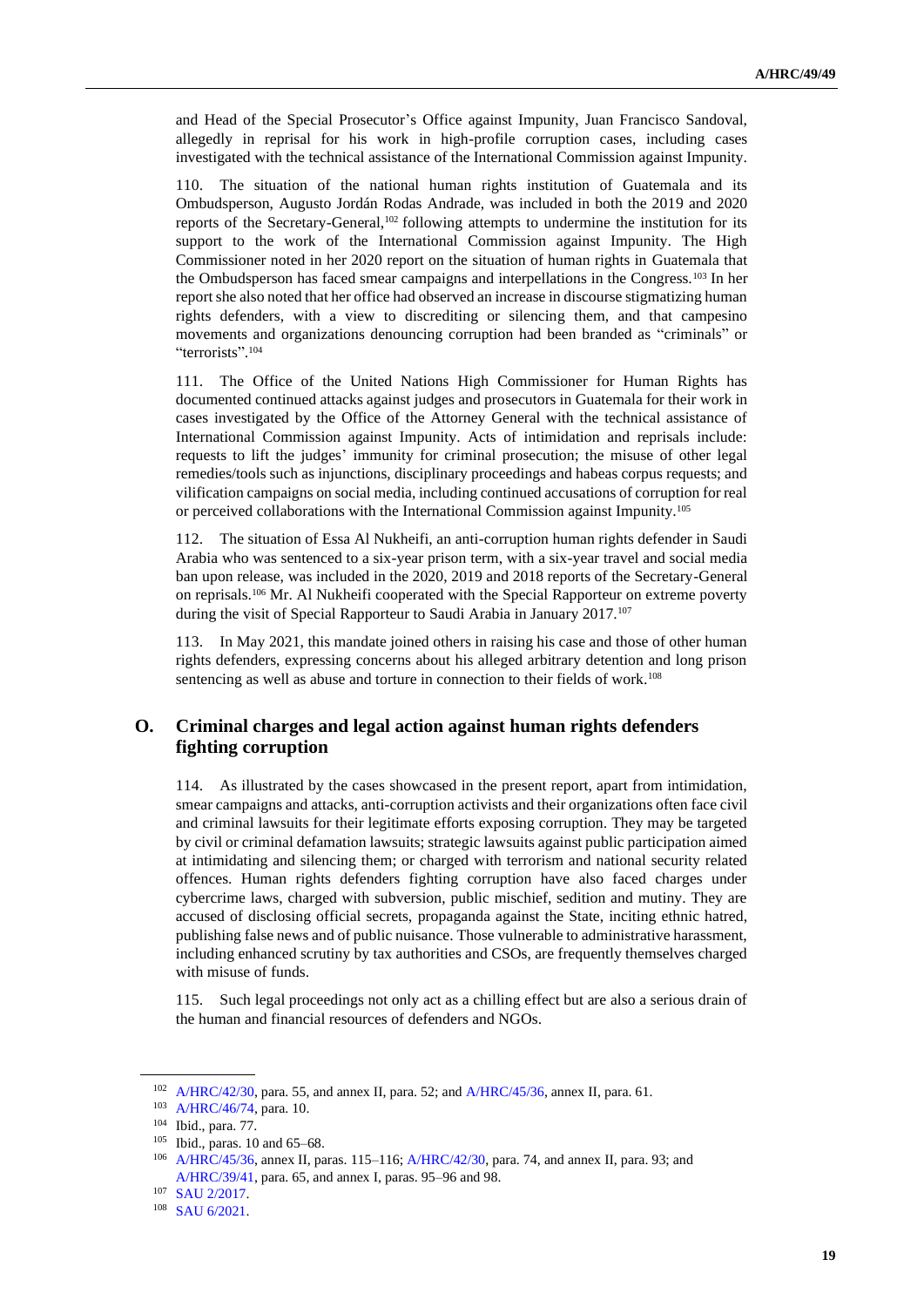and Head of the Special Prosecutor's Office against Impunity, Juan Francisco Sandoval, allegedly in reprisal for his work in high-profile corruption cases, including cases investigated with the technical assistance of the International Commission against Impunity.

110. The situation of the national human rights institution of Guatemala and its Ombudsperson, Augusto Jordán Rodas Andrade, was included in both the 2019 and 2020 reports of the Secretary-General,[102] following attempts to undermine the institution for its support to the work of the International Commission against Impunity. The High Commissioner noted in her 2020 report on the situation of human rights in Guatemala that the Ombudsperson has faced smear campaigns and interpellations in the Congress.[103] In her report she also noted that her office had observed an increase in discourse stigmatizing human rights defenders, with a view to discrediting or silencing them, and that campesino movements and organizations denouncing corruption had been branded as "criminals" or "terrorists".[104]

111. The Office of the United Nations High Commissioner for Human Rights has documented continued attacks against judges and prosecutors in Guatemala for their work in cases investigated by the Office of the Attorney General with the technical assistance of International Commission against Impunity. Acts of intimidation and reprisals include: requests to lift the judges' immunity for criminal prosecution; the misuse of other legal remedies/tools such as injunctions, disciplinary proceedings and habeas corpus requests; and vilification campaigns on social media, including continued accusations of corruption for real or perceived collaborations with the International Commission against Impunity.[105]

112. The situation of Essa Al Nukheifi, an anti-corruption human rights defender in Saudi Arabia who was sentenced to a six-year prison term, with a six-year travel and social media ban upon release, was included in the 2020, 2019 and 2018 reports of the Secretary-General on reprisals.[106] Mr. Al Nukheifi cooperated with the Special Rapporteur on extreme poverty during the visit of Special Rapporteur to Saudi Arabia in January 2017.[107]

113. In May 2021, this mandate joined others in raising his case and those of other human rights defenders, expressing concerns about his alleged arbitrary detention and long prison sentencing as well as abuse and torture in connection to their fields of work.[108]

## O. Criminal charges and legal action against human rights defenders fighting corruption

114. As illustrated by the cases showcased in the present report, apart from intimidation, smear campaigns and attacks, anti-corruption activists and their organizations often face civil and criminal lawsuits for their legitimate efforts exposing corruption. They may be targeted by civil or criminal defamation lawsuits; strategic lawsuits against public participation aimed at intimidating and silencing them; or charged with terrorism and national security related offences. Human rights defenders fighting corruption have also faced charges under cybercrime laws, charged with subversion, public mischief, sedition and mutiny. They are accused of disclosing official secrets, propaganda against the State, inciting ethnic hatred, publishing false news and of public nuisance. Those vulnerable to administrative harassment, including enhanced scrutiny by tax authorities and CSOs, are frequently themselves charged with misuse of funds.

115. Such legal proceedings not only act as a chilling effect but are also a serious drain of the human and financial resources of defenders and NGOs.

---

[102] A/HRC/42/30, para. 55, and annex II, para. 52; and A/HRC/45/36, annex II, para. 61.

[103] A/HRC/46/74, para. 10.

[104] Ibid., para. 77.

[105] Ibid., paras. 10 and 65–68.

[106] A/HRC/45/36, annex II, paras. 115–116; A/HRC/42/30, para. 74, and annex II, para. 93; and A/HRC/39/41, para. 65, and annex I, paras. 95–96 and 98.

[107] SAU 2/2017.

[108] SAU 6/2021.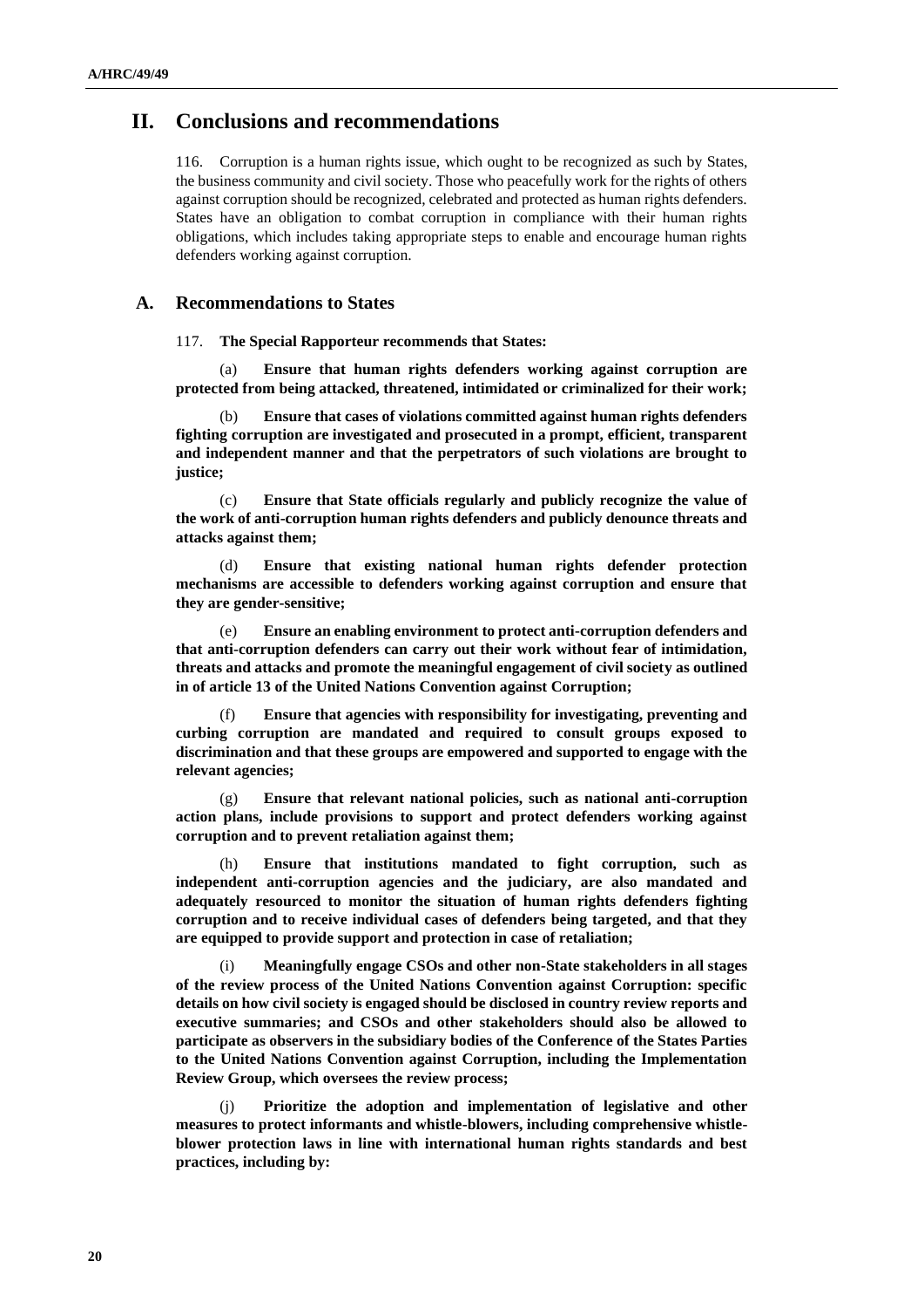## II. Conclusions and recommendations

116. Corruption is a human rights issue, which ought to be recognized as such by States, the business community and civil society. Those who peacefully work for the rights of others against corruption should be recognized, celebrated and protected as human rights defenders. States have an obligation to combat corruption in compliance with their human rights obligations, which includes taking appropriate steps to enable and encourage human rights defenders working against corruption.

### A. Recommendations to States

117. **The Special Rapporteur recommends that States:**

(a) **Ensure that human rights defenders working against corruption are protected from being attacked, threatened, intimidated or criminalized for their work;**

(b) **Ensure that cases of violations committed against human rights defenders fighting corruption are investigated and prosecuted in a prompt, efficient, transparent and independent manner and that the perpetrators of such violations are brought to justice;**

(c) **Ensure that State officials regularly and publicly recognize the value of the work of anti-corruption human rights defenders and publicly denounce threats and attacks against them;**

(d) **Ensure that existing national human rights defender protection mechanisms are accessible to defenders working against corruption and ensure that they are gender-sensitive;**

(e) **Ensure an enabling environment to protect anti-corruption defenders and that anti-corruption defenders can carry out their work without fear of intimidation, threats and attacks and promote the meaningful engagement of civil society as outlined in of article 13 of the United Nations Convention against Corruption;**

(f) **Ensure that agencies with responsibility for investigating, preventing and curbing corruption are mandated and required to consult groups exposed to discrimination and that these groups are empowered and supported to engage with the relevant agencies;**

(g) **Ensure that relevant national policies, such as national anti-corruption action plans, include provisions to support and protect defenders working against corruption and to prevent retaliation against them;**

(h) **Ensure that institutions mandated to fight corruption, such as independent anti-corruption agencies and the judiciary, are also mandated and adequately resourced to monitor the situation of human rights defenders fighting corruption and to receive individual cases of defenders being targeted, and that they are equipped to provide support and protection in case of retaliation;**

(i) **Meaningfully engage CSOs and other non-State stakeholders in all stages of the review process of the United Nations Convention against Corruption: specific details on how civil society is engaged should be disclosed in country review reports and executive summaries; and CSOs and other stakeholders should also be allowed to participate as observers in the subsidiary bodies of the Conference of the States Parties to the United Nations Convention against Corruption, including the Implementation Review Group, which oversees the review process;**

(j) **Prioritize the adoption and implementation of legislative and other measures to protect informants and whistle-blowers, including comprehensive whistle-blower protection laws in line with international human rights standards and best practices, including by:**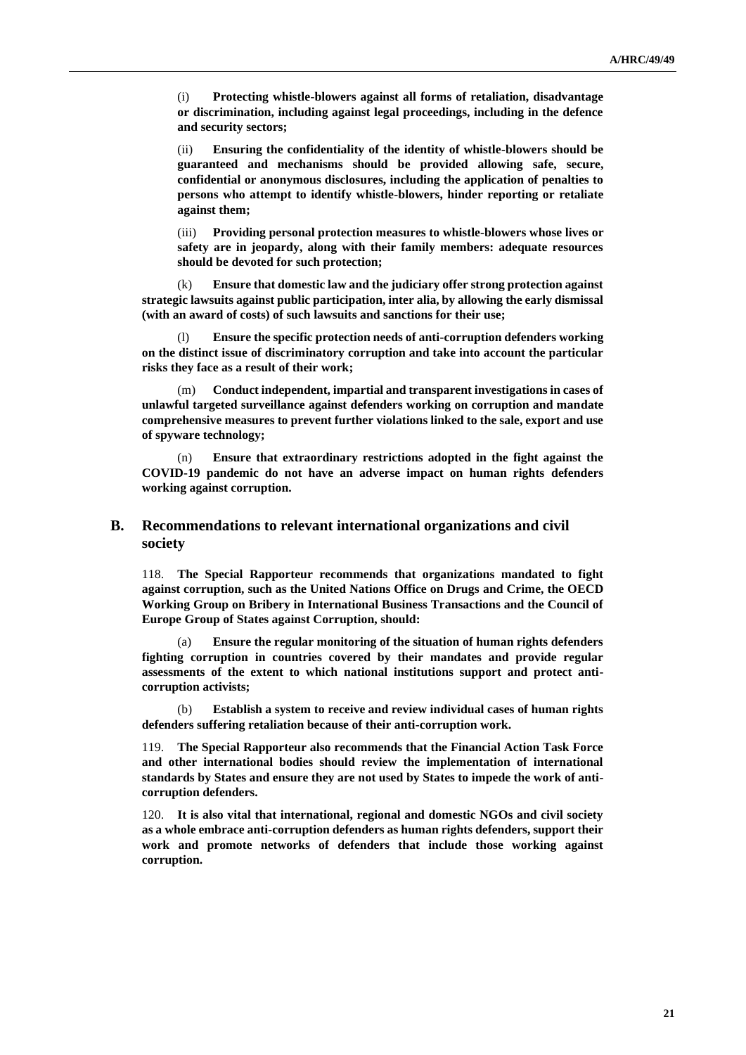(i) **Protecting whistle-blowers against all forms of retaliation, disadvantage or discrimination, including against legal proceedings, including in the defence and security sectors;**

(ii) **Ensuring the confidentiality of the identity of whistle-blowers should be guaranteed and mechanisms should be provided allowing safe, secure, confidential or anonymous disclosures, including the application of penalties to persons who attempt to identify whistle-blowers, hinder reporting or retaliate against them;**

(iii) **Providing personal protection measures to whistle-blowers whose lives or safety are in jeopardy, along with their family members: adequate resources should be devoted for such protection;**

(k) **Ensure that domestic law and the judiciary offer strong protection against strategic lawsuits against public participation, inter alia, by allowing the early dismissal (with an award of costs) of such lawsuits and sanctions for their use;**

(l) **Ensure the specific protection needs of anti-corruption defenders working on the distinct issue of discriminatory corruption and take into account the particular risks they face as a result of their work;**

(m) **Conduct independent, impartial and transparent investigations in cases of unlawful targeted surveillance against defenders working on corruption and mandate comprehensive measures to prevent further violations linked to the sale, export and use of spyware technology;**

(n) **Ensure that extraordinary restrictions adopted in the fight against the COVID-19 pandemic do not have an adverse impact on human rights defenders working against corruption.**

## B. Recommendations to relevant international organizations and civil society

118. **The Special Rapporteur recommends that organizations mandated to fight against corruption, such as the United Nations Office on Drugs and Crime, the OECD Working Group on Bribery in International Business Transactions and the Council of Europe Group of States against Corruption, should:**

(a) **Ensure the regular monitoring of the situation of human rights defenders fighting corruption in countries covered by their mandates and provide regular assessments of the extent to which national institutions support and protect anti-corruption activists;**

(b) **Establish a system to receive and review individual cases of human rights defenders suffering retaliation because of their anti-corruption work.**

119. **The Special Rapporteur also recommends that the Financial Action Task Force and other international bodies should review the implementation of international standards by States and ensure they are not used by States to impede the work of anti-corruption defenders.**

120. **It is also vital that international, regional and domestic NGOs and civil society as a whole embrace anti-corruption defenders as human rights defenders, support their work and promote networks of defenders that include those working against corruption.**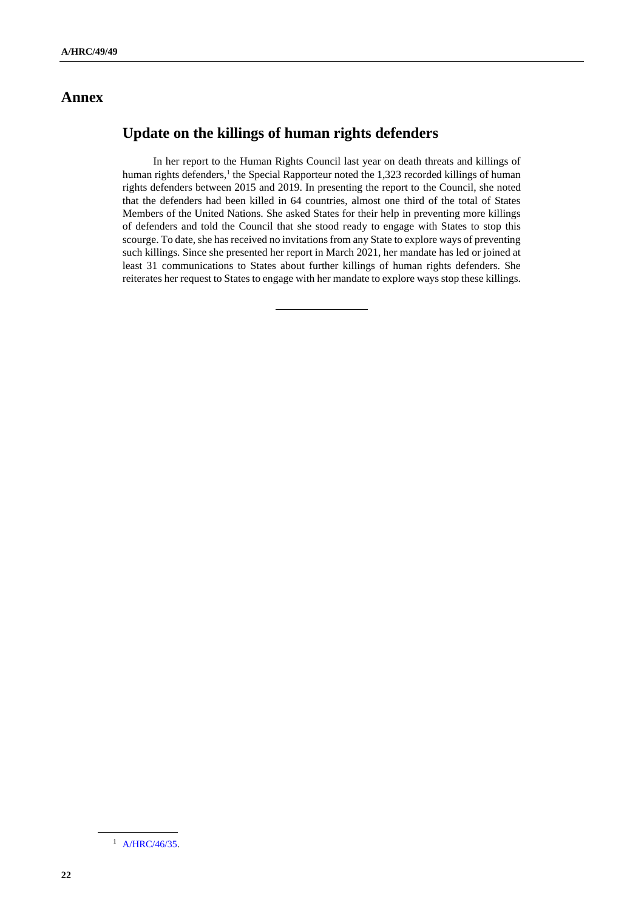# Annex

## Update on the killings of human rights defenders

In her report to the Human Rights Council last year on death threats and killings of human rights defenders,[1] the Special Rapporteur noted the 1,323 recorded killings of human rights defenders between 2015 and 2019. In presenting the report to the Council, she noted that the defenders had been killed in 64 countries, almost one third of the total of States Members of the United Nations. She asked States for their help in preventing more killings of defenders and told the Council that she stood ready to engage with States to stop this scourge. To date, she has received no invitations from any State to explore ways of preventing such killings. Since she presented her report in March 2021, her mandate has led or joined at least 31 communications to States about further killings of human rights defenders. She reiterates her request to States to engage with her mandate to explore ways stop these killings.

---

[1] A/HRC/46/35.